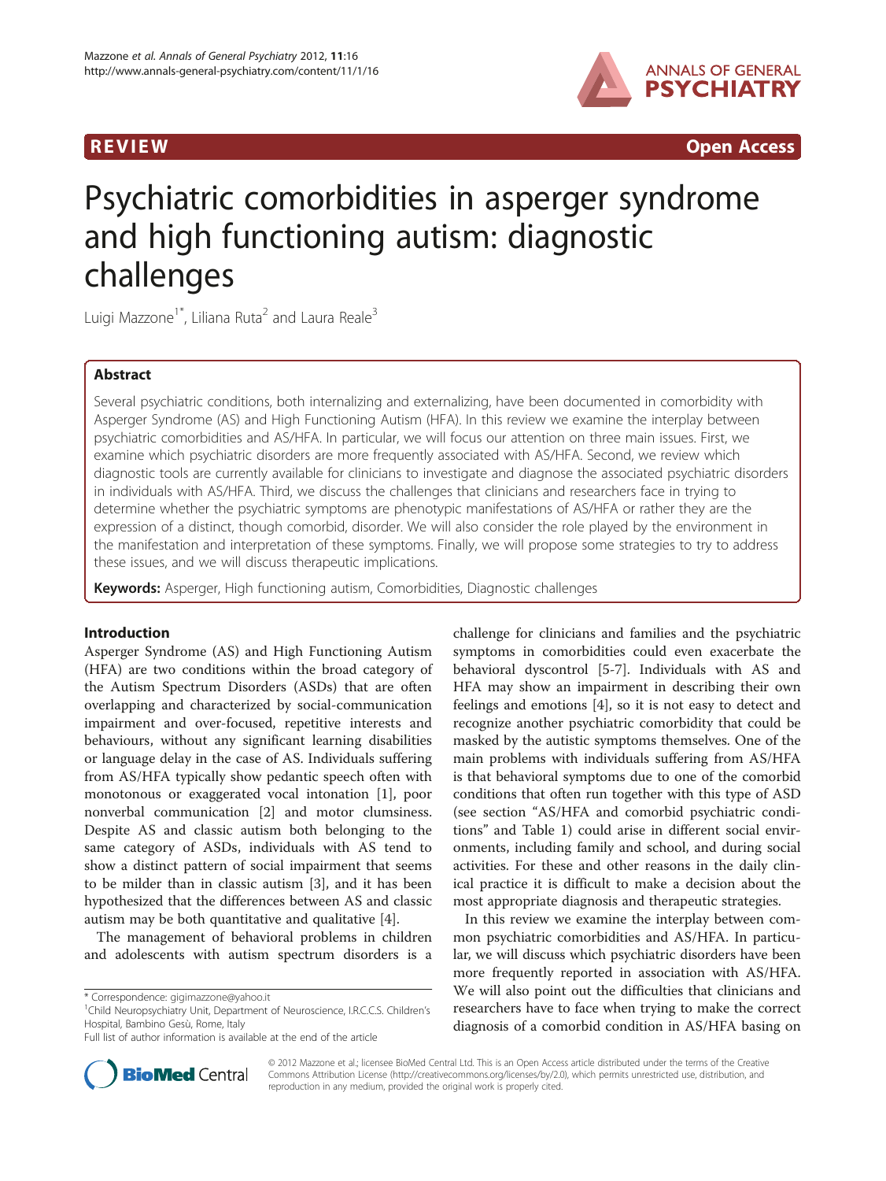REVIEW

Open Access

# Psychiatric comorbidities in asperger syndrome and high functioning autism: diagnostic challenges

Luigi Mazzone[1*], Liliana Ruta[2] and Laura Reale[3]

## Abstract

Several psychiatric conditions, both internalizing and externalizing, have been documented in comorbidity with Asperger Syndrome (AS) and High Functioning Autism (HFA). In this review we examine the interplay between psychiatric comorbidities and AS/HFA. In particular, we will focus our attention on three main issues. First, we examine which psychiatric disorders are more frequently associated with AS/HFA. Second, we review which diagnostic tools are currently available for clinicians to investigate and diagnose the associated psychiatric disorders in individuals with AS/HFA. Third, we discuss the challenges that clinicians and researchers face in trying to determine whether the psychiatric symptoms are phenotypic manifestations of AS/HFA or rather they are the expression of a distinct, though comorbid, disorder. We will also consider the role played by the environment in the manifestation and interpretation of these symptoms. Finally, we will propose some strategies to try to address these issues, and we will discuss therapeutic implications.

**Keywords:** Asperger, High functioning autism, Comorbidities, Diagnostic challenges

## Introduction

Asperger Syndrome (AS) and High Functioning Autism (HFA) are two conditions within the broad category of the Autism Spectrum Disorders (ASDs) that are often overlapping and characterized by social-communication impairment and over-focused, repetitive interests and behaviours, without any significant learning disabilities or language delay in the case of AS. Individuals suffering from AS/HFA typically show pedantic speech often with monotonous or exaggerated vocal intonation [1], poor nonverbal communication [2] and motor clumsiness. Despite AS and classic autism both belonging to the same category of ASDs, individuals with AS tend to show a distinct pattern of social impairment that seems to be milder than in classic autism [3], and it has been hypothesized that the differences between AS and classic autism may be both quantitative and qualitative [4].

The management of behavioral problems in children and adolescents with autism spectrum disorders is a challenge for clinicians and families and the psychiatric symptoms in comorbidities could even exacerbate the behavioral dyscontrol [5-7]. Individuals with AS and HFA may show an impairment in describing their own feelings and emotions [4], so it is not easy to detect and recognize another psychiatric comorbidity that could be masked by the autistic symptoms themselves. One of the main problems with individuals suffering from AS/HFA is that behavioral symptoms due to one of the comorbid conditions that often run together with this type of ASD (see section "AS/HFA and comorbid psychiatric conditions" and Table 1) could arise in different social environments, including family and school, and during social activities. For these and other reasons in the daily clinical practice it is difficult to make a decision about the most appropriate diagnosis and therapeutic strategies.

In this review we examine the interplay between common psychiatric comorbidities and AS/HFA. In particular, we will discuss which psychiatric disorders have been more frequently reported in association with AS/HFA. We will also point out the difficulties that clinicians and researchers have to face when trying to make the correct diagnosis of a comorbid condition in AS/HFA basing on

\* Correspondence: gigimazzone@yahoo.it

[1]Child Neuropsychiatry Unit, Department of Neuroscience, I.R.C.C.S. Children's Hospital, Bambino Gesù, Rome, Italy

Full list of author information is available at the end of the article

© 2012 Mazzone et al.; licensee BioMed Central Ltd. This is an Open Access article distributed under the terms of the Creative Commons Attribution License (http://creativecommons.org/licenses/by/2.0), which permits unrestricted use, distribution, and reproduction in any medium, provided the original work is properly cited.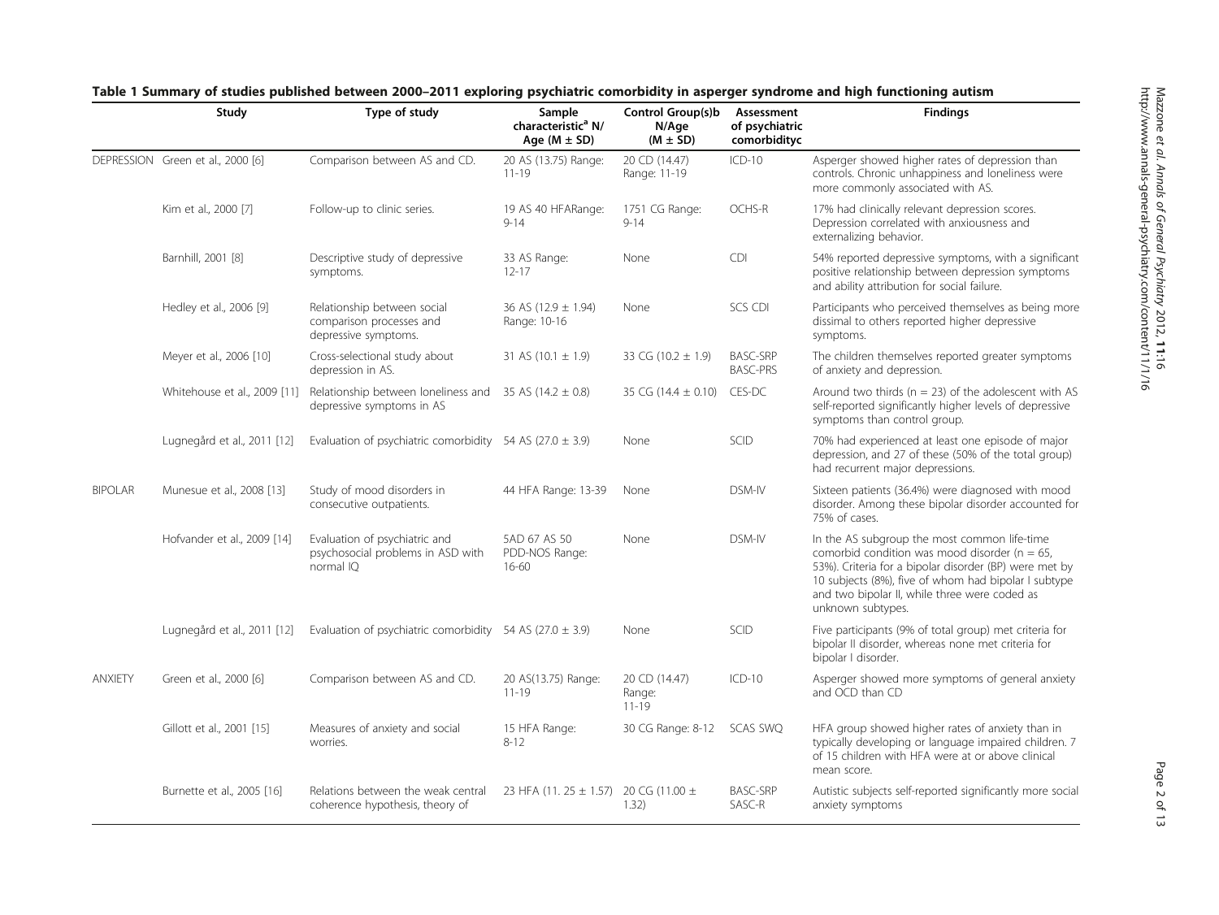**Table 1 Summary of studies published between 2000–2011 exploring psychiatric comorbidity in asperger syndrome and high functioning autism**

| | Study | Type of study | Sample characteristic[a] N/ Age (M ± SD) | Control Group(s)b N/Age (M ± SD) | Assessment of psychiatric comorbidityc | Findings |
|---|---|---|---|---|---|---|
| DEPRESSION | Green et al., 2000 [6] | Comparison between AS and CD. | 20 AS (13.75) Range: 11-19 | 20 CD (14.47) Range: 11-19 | ICD-10 | Asperger showed higher rates of depression than controls. Chronic unhappiness and loneliness were more commonly associated with AS. |
| | Kim et al., 2000 [7] | Follow-up to clinic series. | 19 AS 40 HFARange: 9-14 | 1751 CG Range: 9-14 | OCHS-R | 17% had clinically relevant depression scores. Depression correlated with anxiousness and externalizing behavior. |
| | Barnhill, 2001 [8] | Descriptive study of depressive symptoms. | 33 AS Range: 12-17 | None | CDI | 54% reported depressive symptoms, with a significant positive relationship between depression symptoms and ability attribution for social failure. |
| | Hedley et al., 2006 [9] | Relationship between social comparison processes and depressive symptoms. | 36 AS (12.9 ± 1.94) Range: 10-16 | None | SCS CDI | Participants who perceived themselves as being more dissimal to others reported higher depressive symptoms. |
| | Meyer et al., 2006 [10] | Cross-selectional study about depression in AS. | 31 AS (10.1 ± 1.9) | 33 CG (10.2 ± 1.9) | BASC-SRP BASC-PRS | The children themselves reported greater symptoms of anxiety and depression. |
| | Whitehouse et al., 2009 [11] | Relationship between loneliness and depressive symptoms in AS | 35 AS (14.2 ± 0.8) | 35 CG (14.4 ± 0.10) | CES-DC | Around two thirds (n = 23) of the adolescent with AS self-reported significantly higher levels of depressive symptoms than control group. |
| | Lugnegård et al., 2011 [12] | Evaluation of psychiatric comorbidity | 54 AS (27.0 ± 3.9) | None | SCID | 70% had experienced at least one episode of major depression, and 27 of these (50% of the total group) had recurrent major depressions. |
| BIPOLAR | Munesue et al., 2008 [13] | Study of mood disorders in consecutive outpatients. | 44 HFA Range: 13-39 | None | DSM-IV | Sixteen patients (36.4%) were diagnosed with mood disorder. Among these bipolar disorder accounted for 75% of cases. |
| | Hofvander et al., 2009 [14] | Evaluation of psychiatric and psychosocial problems in ASD with normal IQ | 5AD 67 AS 50 PDD-NOS Range: 16-60 | None | DSM-IV | In the AS subgroup the most common life-time comorbid condition was mood disorder (n = 65, 53%). Criteria for a bipolar disorder (BP) were met by 10 subjects (8%), five of whom had bipolar I subtype and two bipolar II, while three were coded as unknown subtypes. |
| | Lugnegård et al., 2011 [12] | Evaluation of psychiatric comorbidity | 54 AS (27.0 ± 3.9) | None | SCID | Five participants (9% of total group) met criteria for bipolar II disorder, whereas none met criteria for bipolar I disorder. |
| ANXIETY | Green et al., 2000 [6] | Comparison between AS and CD. | 20 AS(13.75) Range: 11-19 | 20 CD (14.47) Range: 11-19 | ICD-10 | Asperger showed more symptoms of general anxiety and OCD than CD |
| | Gillott et al., 2001 [15] | Measures of anxiety and social worries. | 15 HFA Range: 8-12 | 30 CG Range: 8-12 | SCAS SWQ | HFA group showed higher rates of anxiety than in typically developing or language impaired children. 7 of 15 children with HFA were at or above clinical mean score. |
| | Burnette et al., 2005 [16] | Relations between the weak central coherence hypothesis, theory of | 23 HFA (11. 25 ± 1.57) | 20 CG (11.00 ± 1.32) | BASC-SRP SASC-R | Autistic subjects self-reported significantly more social anxiety symptoms |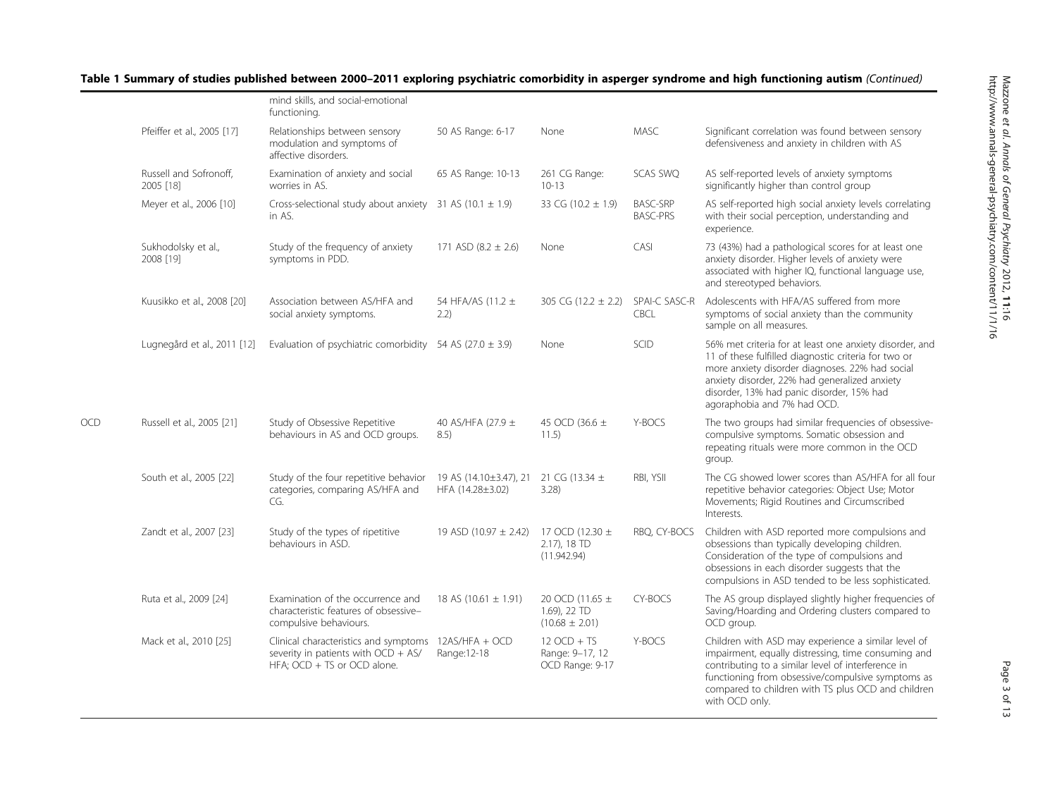**Table 1 Summary of studies published between 2000–2011 exploring psychiatric comorbidity in asperger syndrome and high functioning autism** *(Continued)*

| | | | | | | |
|---|---|---|---|---|---|---|
| | | mind skills, and social-emotional functioning. | | | | |
| | Pfeiffer et al., 2005 [17] | Relationships between sensory modulation and symptoms of affective disorders. | 50 AS Range: 6-17 | None | MASC | Significant correlation was found between sensory defensiveness and anxiety in children with AS |
| | Russell and Sofronoff, 2005 [18] | Examination of anxiety and social worries in AS. | 65 AS Range: 10-13 | 261 CG Range: 10-13 | SCAS SWQ | AS self-reported levels of anxiety symptoms significantly higher than control group |
| | Meyer et al., 2006 [10] | Cross-selectional study about anxiety in AS. | 31 AS (10.1 ± 1.9) | 33 CG (10.2 ± 1.9) | BASC-SRP BASC-PRS | AS self-reported high social anxiety levels correlating with their social perception, understanding and experience. |
| | Sukhodolsky et al., 2008 [19] | Study of the frequency of anxiety symptoms in PDD. | 171 ASD (8.2 ± 2.6) | None | CASI | 73 (43%) had a pathological scores for at least one anxiety disorder. Higher levels of anxiety were associated with higher IQ, functional language use, and stereotyped behaviors. |
| | Kuusikko et al., 2008 [20] | Association between AS/HFA and social anxiety symptoms. | 54 HFA/AS (11.2 ± 2.2) | 305 CG (12.2 ± 2.2) | SPAI-C SASC-R CBCL | Adolescents with HFA/AS suffered from more symptoms of social anxiety than the community sample on all measures. |
| | Lugnegård et al., 2011 [12] | Evaluation of psychiatric comorbidity | 54 AS (27.0 ± 3.9) | None | SCID | 56% met criteria for at least one anxiety disorder, and 11 of these fulfilled diagnostic criteria for two or more anxiety disorder diagnoses. 22% had social anxiety disorder, 22% had generalized anxiety disorder, 13% had panic disorder, 15% had agoraphobia and 7% had OCD. |
| OCD | Russell et al., 2005 [21] | Study of Obsessive Repetitive behaviours in AS and OCD groups. | 40 AS/HFA (27.9 ± 8.5) | 45 OCD (36.6 ± 11.5) | Y-BOCS | The two groups had similar frequencies of obsessive-compulsive symptoms. Somatic obsession and repeating rituals were more common in the OCD group. |
| | South et al., 2005 [22] | Study of the four repetitive behavior categories, comparing AS/HFA and CG. | 19 AS (14.10±3.47), 21 HFA (14.28±3.02) | 21 CG (13.34 ± 3.28) | RBI, YSII | The CG showed lower scores than AS/HFA for all four repetitive behavior categories: Object Use; Motor Movements; Rigid Routines and Circumscribed Interests. |
| | Zandt et al., 2007 [23] | Study of the types of ripetitive behaviours in ASD. | 19 ASD (10.97 ± 2.42) | 17 OCD (12.30 ± 2.17), 18 TD (11.942.94) | RBQ, CY-BOCS | Children with ASD reported more compulsions and obsessions than typically developing children. Consideration of the type of compulsions and obsessions in each disorder suggests that the compulsions in ASD tended to be less sophisticated. |
| | Ruta et al., 2009 [24] | Examination of the occurrence and characteristic features of obsessive–compulsive behaviours. | 18 AS (10.61 ± 1.91) | 20 OCD (11.65 ± 1.69), 22 TD (10.68 ± 2.01) | CY-BOCS | The AS group displayed slightly higher frequencies of Saving/Hoarding and Ordering clusters compared to OCD group. |
| | Mack et al., 2010 [25] | Clinical characteristics and symptoms severity in patients with OCD + AS/HFA; OCD + TS or OCD alone. | 12AS/HFA + OCD Range:12-18 | 12 OCD + TS Range: 9–17, 12 OCD Range: 9-17 | Y-BOCS | Children with ASD may experience a similar level of impairment, equally distressing, time consuming and contributing to a similar level of interference in functioning from obsessive/compulsive symptoms as compared to children with TS plus OCD and children with OCD only. |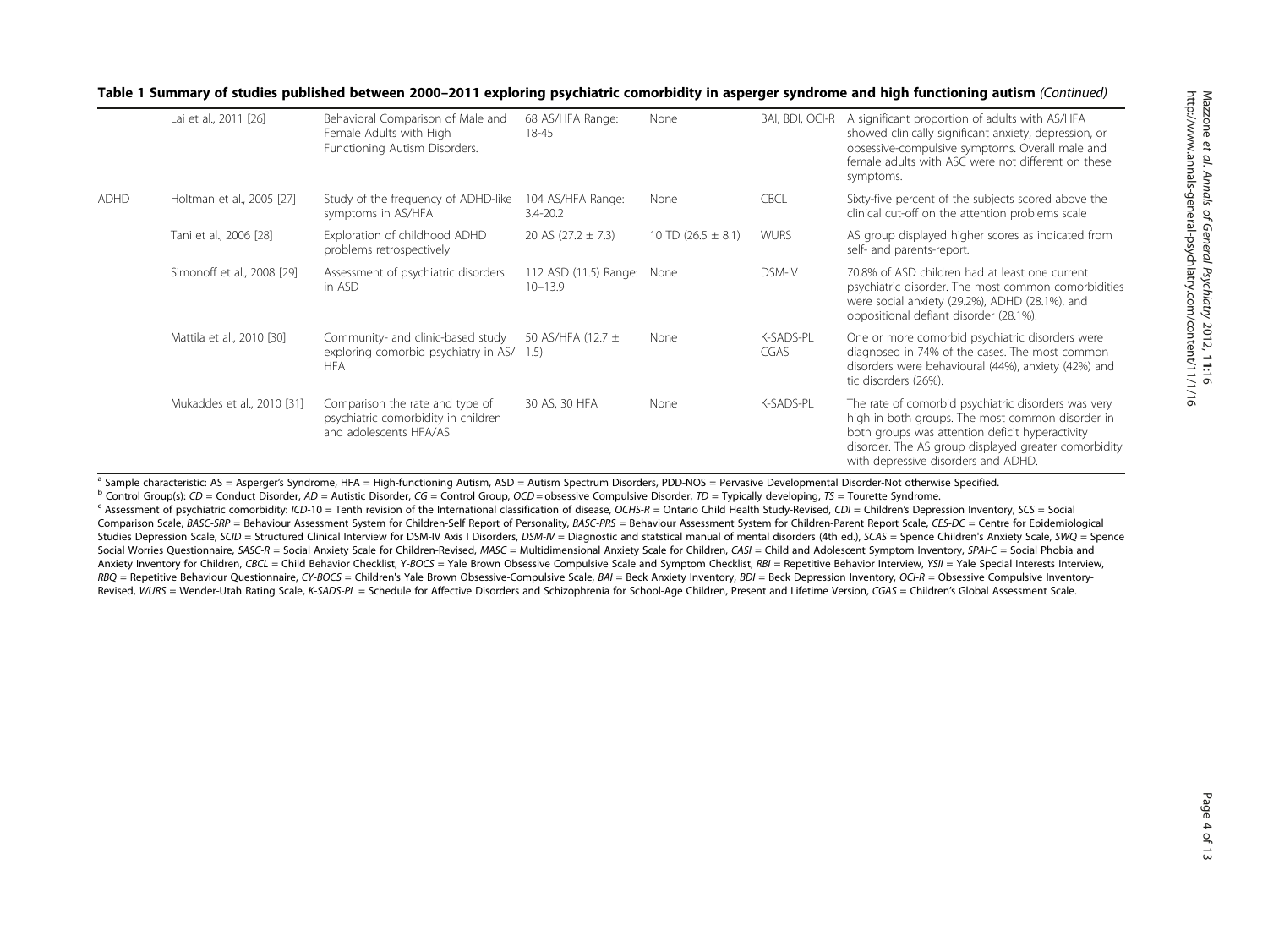**Table 1 Summary of studies published between 2000–2011 exploring psychiatric comorbidity in asperger syndrome and high functioning autism** *(Continued)*

| | | | | | | |
|---|---|---|---|---|---|---|
| | Lai et al., 2011 [26] | Behavioral Comparison of Male and Female Adults with High Functioning Autism Disorders. | 68 AS/HFA Range: 18-45 | None | BAI, BDI, OCI-R | A significant proportion of adults with AS/HFA showed clinically significant anxiety, depression, or obsessive-compulsive symptoms. Overall male and female adults with ASC were not different on these symptoms. |
| ADHD | Holtman et al., 2005 [27] | Study of the frequency of ADHD-like symptoms in AS/HFA | 104 AS/HFA Range: 3.4-20.2 | None | CBCL | Sixty-five percent of the subjects scored above the clinical cut-off on the attention problems scale |
| | Tani et al., 2006 [28] | Exploration of childhood ADHD problems retrospectively | 20 AS (27.2 ± 7.3) | 10 TD (26.5 ± 8.1) | WURS | AS group displayed higher scores as indicated from self- and parents-report. |
| | Simonoff et al., 2008 [29] | Assessment of psychiatric disorders in ASD | 112 ASD (11.5) Range: 10–13.9 | None | DSM-IV | 70.8% of ASD children had at least one current psychiatric disorder. The most common comorbidities were social anxiety (29.2%), ADHD (28.1%), and oppositional defiant disorder (28.1%). |
| | Mattila et al., 2010 [30] | Community- and clinic-based study exploring comorbid psychiatry in AS/HFA | 50 AS/HFA (12.7 ± 1.5) | None | K-SADS-PL CGAS | One or more comorbid psychiatric disorders were diagnosed in 74% of the cases. The most common disorders were behavioural (44%), anxiety (42%) and tic disorders (26%). |
| | Mukaddes et al., 2010 [31] | Comparison the rate and type of psychiatric comorbidity in children and adolescents HFA/AS | 30 AS, 30 HFA | None | K-SADS-PL | The rate of comorbid psychiatric disorders was very high in both groups. The most common disorder in both groups was attention deficit hyperactivity disorder. The AS group displayed greater comorbidity with depressive disorders and ADHD. |

[a] Sample characteristic: AS = Asperger's Syndrome, HFA = High-functioning Autism, ASD = Autism Spectrum Disorders, PDD-NOS = Pervasive Developmental Disorder-Not otherwise Specified.

[b] Control Group(s): *CD* = Conduct Disorder, *AD* = Autistic Disorder, *CG* = Control Group, *OCD* = obsessive Compulsive Disorder, *TD* = Typically developing, *TS* = Tourette Syndrome.

[c] Assessment of psychiatric comorbidity: *ICD*-10 = Tenth revision of the International classification of disease, *OCHS-R* = Ontario Child Health Study-Revised, *CDI* = Children's Depression Inventory, *SCS* = Social Comparison Scale, *BASC-SRP* = Behaviour Assessment System for Children-Self Report of Personality, *BASC-PRS* = Behaviour Assessment System for Children-Parent Report Scale, *CES-DC* = Centre for Epidemiological Studies Depression Scale, *SCID* = Structured Clinical Interview for DSM-IV Axis I Disorders, *DSM-IV* = Diagnostic and statstical manual of mental disorders (4th ed.), *SCAS* = Spence Children's Anxiety Scale, *SWQ* = Spence Social Worries Questionnaire, *SASC-R* = Social Anxiety Scale for Children-Revised, *MASC* = Multidimensional Anxiety Scale for Children, *CASI* = Child and Adolescent Symptom Inventory, *SPAI-C* = Social Phobia and Anxiety Inventory for Children, *CBCL* = Child Behavior Checklist, *Y-BOCS* = Yale Brown Obsessive Compulsive Scale and Symptom Checklist, *RBI* = Repetitive Behavior Interview, *YSII* = Yale Special Interests Interview, *RBQ* = Repetitive Behaviour Questionnaire, *CY-BOCS* = Children's Yale Brown Obsessive-Compulsive Scale, *BAI* = Beck Anxiety Inventory, *BDI* = Beck Depression Inventory, *OCI-R* = Obsessive Compulsive Inventory-Revised, *WURS* = Wender-Utah Rating Scale, *K-SADS-PL* = Schedule for Affective Disorders and Schizophrenia for School-Age Children, Present and Lifetime Version, *CGAS* = Children's Global Assessment Scale.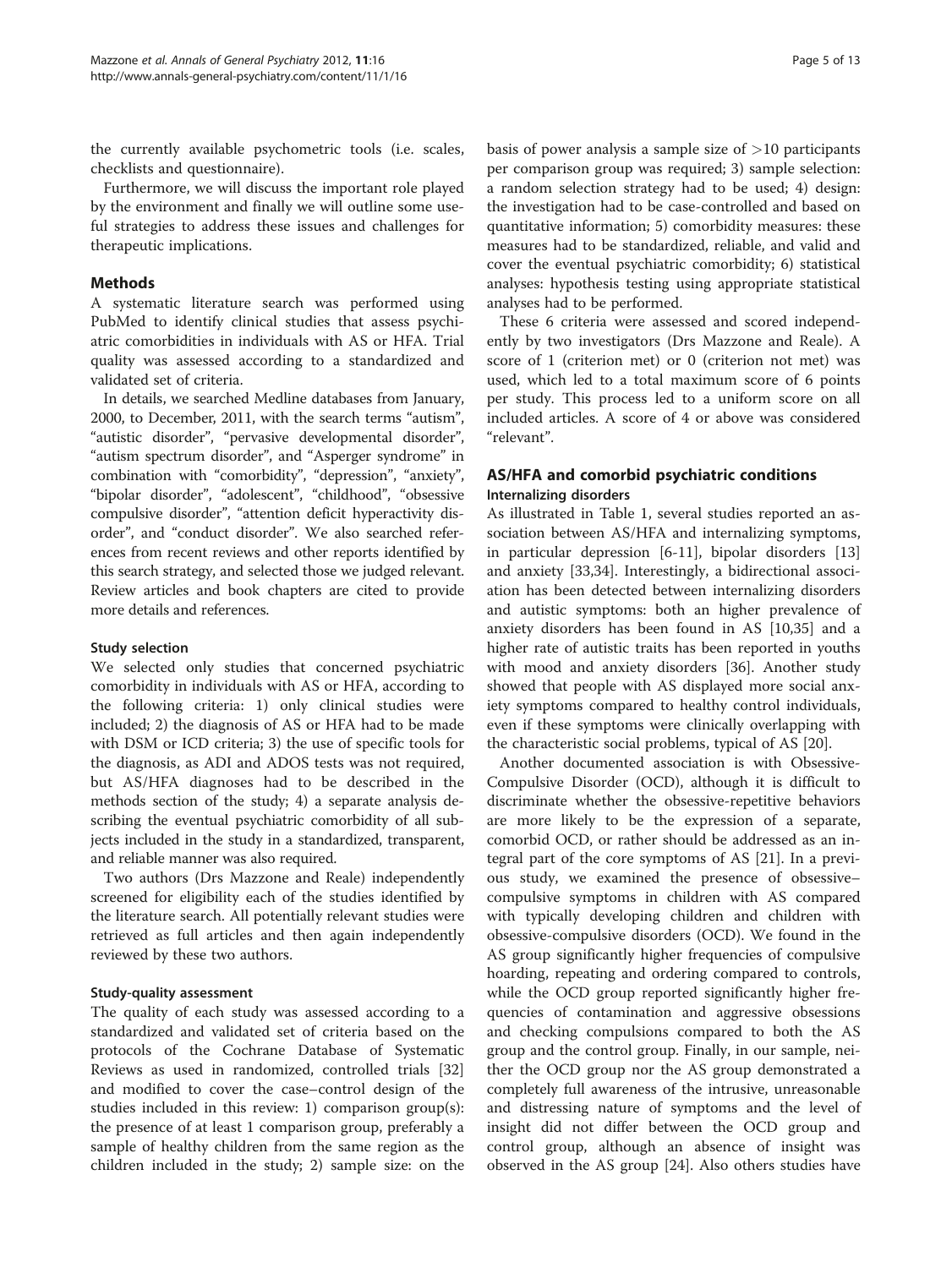the currently available psychometric tools (i.e. scales, checklists and questionnaire).

Furthermore, we will discuss the important role played by the environment and finally we will outline some useful strategies to address these issues and challenges for therapeutic implications.

## Methods

A systematic literature search was performed using PubMed to identify clinical studies that assess psychiatric comorbidities in individuals with AS or HFA. Trial quality was assessed according to a standardized and validated set of criteria.

In details, we searched Medline databases from January, 2000, to December, 2011, with the search terms "autism", "autistic disorder", "pervasive developmental disorder", "autism spectrum disorder", and "Asperger syndrome" in combination with "comorbidity", "depression", "anxiety", "bipolar disorder", "adolescent", "childhood", "obsessive compulsive disorder", "attention deficit hyperactivity disorder", and "conduct disorder". We also searched references from recent reviews and other reports identified by this search strategy, and selected those we judged relevant. Review articles and book chapters are cited to provide more details and references.

### Study selection

We selected only studies that concerned psychiatric comorbidity in individuals with AS or HFA, according to the following criteria: 1) only clinical studies were included; 2) the diagnosis of AS or HFA had to be made with DSM or ICD criteria; 3) the use of specific tools for the diagnosis, as ADI and ADOS tests was not required, but AS/HFA diagnoses had to be described in the methods section of the study; 4) a separate analysis describing the eventual psychiatric comorbidity of all subjects included in the study in a standardized, transparent, and reliable manner was also required.

Two authors (Drs Mazzone and Reale) independently screened for eligibility each of the studies identified by the literature search. All potentially relevant studies were retrieved as full articles and then again independently reviewed by these two authors.

### Study-quality assessment

The quality of each study was assessed according to a standardized and validated set of criteria based on the protocols of the Cochrane Database of Systematic Reviews as used in randomized, controlled trials [32] and modified to cover the case–control design of the studies included in this review: 1) comparison group(s): the presence of at least 1 comparison group, preferably a sample of healthy children from the same region as the children included in the study; 2) sample size: on the basis of power analysis a sample size of $>10$ participants per comparison group was required; 3) sample selection: a random selection strategy had to be used; 4) design: the investigation had to be case-controlled and based on quantitative information; 5) comorbidity measures: these measures had to be standardized, reliable, and valid and cover the eventual psychiatric comorbidity; 6) statistical analyses: hypothesis testing using appropriate statistical analyses had to be performed.

These 6 criteria were assessed and scored independently by two investigators (Drs Mazzone and Reale). A score of 1 (criterion met) or 0 (criterion not met) was used, which led to a total maximum score of 6 points per study. This process led to a uniform score on all included articles. A score of 4 or above was considered "relevant".

## AS/HFA and comorbid psychiatric conditions

### Internalizing disorders

As illustrated in Table 1, several studies reported an association between AS/HFA and internalizing symptoms, in particular depression [6-11], bipolar disorders [13] and anxiety [33,34]. Interestingly, a bidirectional association has been detected between internalizing disorders and autistic symptoms: both an higher prevalence of anxiety disorders has been found in AS [10,35] and a higher rate of autistic traits has been reported in youths with mood and anxiety disorders [36]. Another study showed that people with AS displayed more social anxiety symptoms compared to healthy control individuals, even if these symptoms were clinically overlapping with the characteristic social problems, typical of AS [20].

Another documented association is with Obsessive-Compulsive Disorder (OCD), although it is difficult to discriminate whether the obsessive-repetitive behaviors are more likely to be the expression of a separate, comorbid OCD, or rather should be addressed as an integral part of the core symptoms of AS [21]. In a previous study, we examined the presence of obsessive–compulsive symptoms in children with AS compared with typically developing children and children with obsessive-compulsive disorders (OCD). We found in the AS group significantly higher frequencies of compulsive hoarding, repeating and ordering compared to controls, while the OCD group reported significantly higher frequencies of contamination and aggressive obsessions and checking compulsions compared to both the AS group and the control group. Finally, in our sample, neither the OCD group nor the AS group demonstrated a completely full awareness of the intrusive, unreasonable and distressing nature of symptoms and the level of insight did not differ between the OCD group and control group, although an absence of insight was observed in the AS group [24]. Also others studies have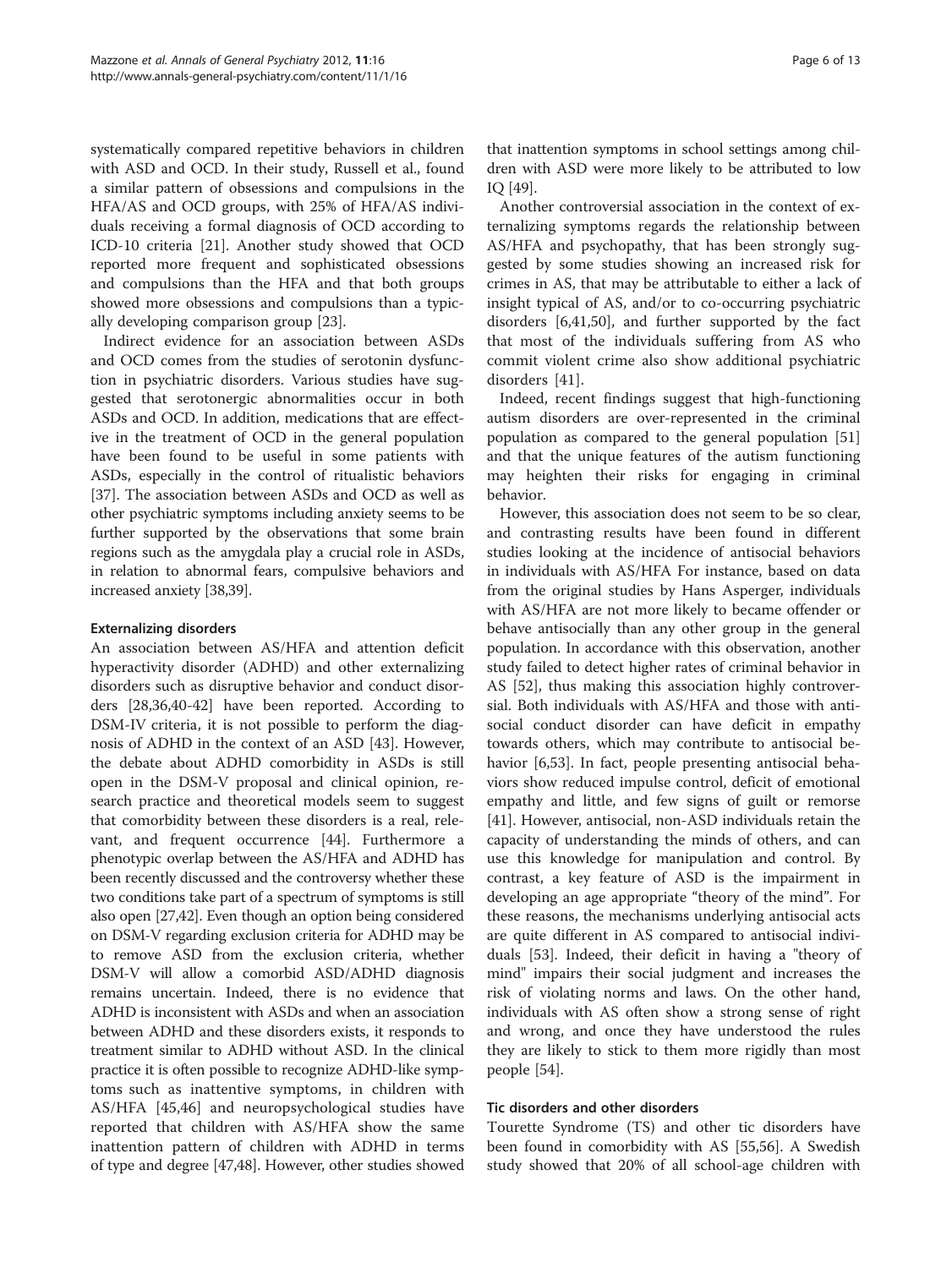systematically compared repetitive behaviors in children with ASD and OCD. In their study, Russell et al., found a similar pattern of obsessions and compulsions in the HFA/AS and OCD groups, with 25% of HFA/AS individuals receiving a formal diagnosis of OCD according to ICD-10 criteria [21]. Another study showed that OCD reported more frequent and sophisticated obsessions and compulsions than the HFA and that both groups showed more obsessions and compulsions than a typically developing comparison group [23].

Indirect evidence for an association between ASDs and OCD comes from the studies of serotonin dysfunction in psychiatric disorders. Various studies have suggested that serotonergic abnormalities occur in both ASDs and OCD. In addition, medications that are effective in the treatment of OCD in the general population have been found to be useful in some patients with ASDs, especially in the control of ritualistic behaviors [37]. The association between ASDs and OCD as well as other psychiatric symptoms including anxiety seems to be further supported by the observations that some brain regions such as the amygdala play a crucial role in ASDs, in relation to abnormal fears, compulsive behaviors and increased anxiety [38,39].

### Externalizing disorders

An association between AS/HFA and attention deficit hyperactivity disorder (ADHD) and other externalizing disorders such as disruptive behavior and conduct disorders [28,36,40-42] have been reported. According to DSM-IV criteria, it is not possible to perform the diagnosis of ADHD in the context of an ASD [43]. However, the debate about ADHD comorbidity in ASDs is still open in the DSM-V proposal and clinical opinion, research practice and theoretical models seem to suggest that comorbidity between these disorders is a real, relevant, and frequent occurrence [44]. Furthermore a phenotypic overlap between the AS/HFA and ADHD has been recently discussed and the controversy whether these two conditions take part of a spectrum of symptoms is still also open [27,42]. Even though an option being considered on DSM-V regarding exclusion criteria for ADHD may be to remove ASD from the exclusion criteria, whether DSM-V will allow a comorbid ASD/ADHD diagnosis remains uncertain. Indeed, there is no evidence that ADHD is inconsistent with ASDs and when an association between ADHD and these disorders exists, it responds to treatment similar to ADHD without ASD. In the clinical practice it is often possible to recognize ADHD-like symptoms such as inattentive symptoms, in children with AS/HFA [45,46] and neuropsychological studies have reported that children with AS/HFA show the same inattention pattern of children with ADHD in terms of type and degree [47,48]. However, other studies showed that inattention symptoms in school settings among children with ASD were more likely to be attributed to low IQ [49].

Another controversial association in the context of externalizing symptoms regards the relationship between AS/HFA and psychopathy, that has been strongly suggested by some studies showing an increased risk for crimes in AS, that may be attributable to either a lack of insight typical of AS, and/or to co-occurring psychiatric disorders [6,41,50], and further supported by the fact that most of the individuals suffering from AS who commit violent crime also show additional psychiatric disorders [41].

Indeed, recent findings suggest that high-functioning autism disorders are over-represented in the criminal population as compared to the general population [51] and that the unique features of the autism functioning may heighten their risks for engaging in criminal behavior.

However, this association does not seem to be so clear, and contrasting results have been found in different studies looking at the incidence of antisocial behaviors in individuals with AS/HFA For instance, based on data from the original studies by Hans Asperger, individuals with AS/HFA are not more likely to became offender or behave antisocially than any other group in the general population. In accordance with this observation, another study failed to detect higher rates of criminal behavior in AS [52], thus making this association highly controversial. Both individuals with AS/HFA and those with antisocial conduct disorder can have deficit in empathy towards others, which may contribute to antisocial behavior [6,53]. In fact, people presenting antisocial behaviors show reduced impulse control, deficit of emotional empathy and little, and few signs of guilt or remorse [41]. However, antisocial, non-ASD individuals retain the capacity of understanding the minds of others, and can use this knowledge for manipulation and control. By contrast, a key feature of ASD is the impairment in developing an age appropriate "theory of the mind". For these reasons, the mechanisms underlying antisocial acts are quite different in AS compared to antisocial individuals [53]. Indeed, their deficit in having a "theory of mind" impairs their social judgment and increases the risk of violating norms and laws. On the other hand, individuals with AS often show a strong sense of right and wrong, and once they have understood the rules they are likely to stick to them more rigidly than most people [54].

### Tic disorders and other disorders

Tourette Syndrome (TS) and other tic disorders have been found in comorbidity with AS [55,56]. A Swedish study showed that 20% of all school-age children with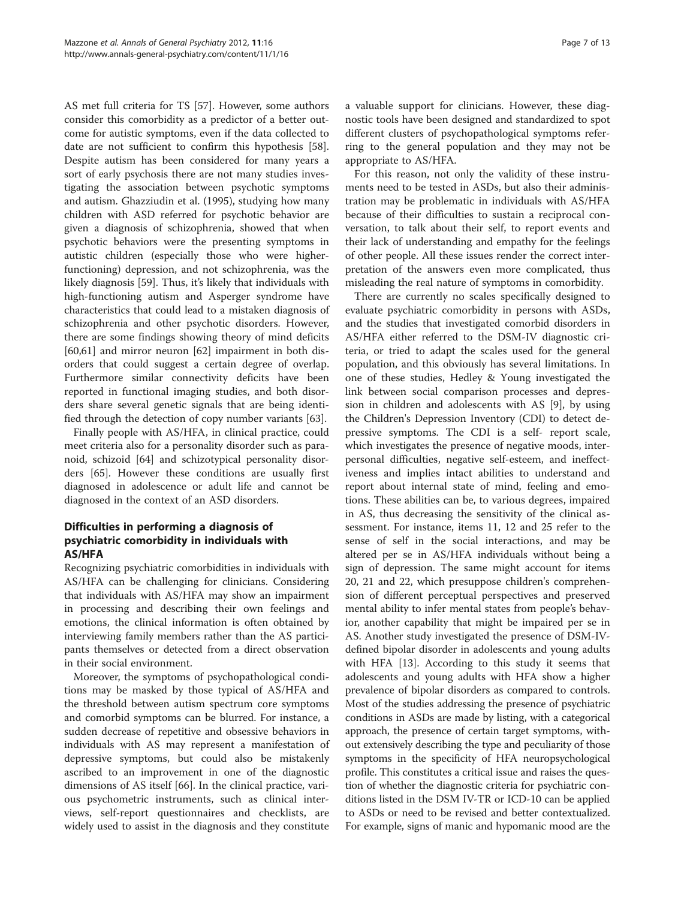AS met full criteria for TS [57]. However, some authors consider this comorbidity as a predictor of a better outcome for autistic symptoms, even if the data collected to date are not sufficient to confirm this hypothesis [58]. Despite autism has been considered for many years a sort of early psychosis there are not many studies investigating the association between psychotic symptoms and autism. Ghazziudin et al. (1995), studying how many children with ASD referred for psychotic behavior are given a diagnosis of schizophrenia, showed that when psychotic behaviors were the presenting symptoms in autistic children (especially those who were higher-functioning) depression, and not schizophrenia, was the likely diagnosis [59]. Thus, it's likely that individuals with high-functioning autism and Asperger syndrome have characteristics that could lead to a mistaken diagnosis of schizophrenia and other psychotic disorders. However, there are some findings showing theory of mind deficits [60,61] and mirror neuron [62] impairment in both disorders that could suggest a certain degree of overlap. Furthermore similar connectivity deficits have been reported in functional imaging studies, and both disorders share several genetic signals that are being identified through the detection of copy number variants [63].

Finally people with AS/HFA, in clinical practice, could meet criteria also for a personality disorder such as paranoid, schizoid [64] and schizotypical personality disorders [65]. However these conditions are usually first diagnosed in adolescence or adult life and cannot be diagnosed in the context of an ASD disorders.

## Difficulties in performing a diagnosis of psychiatric comorbidity in individuals with AS/HFA

Recognizing psychiatric comorbidities in individuals with AS/HFA can be challenging for clinicians. Considering that individuals with AS/HFA may show an impairment in processing and describing their own feelings and emotions, the clinical information is often obtained by interviewing family members rather than the AS participants themselves or detected from a direct observation in their social environment.

Moreover, the symptoms of psychopathological conditions may be masked by those typical of AS/HFA and the threshold between autism spectrum core symptoms and comorbid symptoms can be blurred. For instance, a sudden decrease of repetitive and obsessive behaviors in individuals with AS may represent a manifestation of depressive symptoms, but could also be mistakenly ascribed to an improvement in one of the diagnostic dimensions of AS itself [66]. In the clinical practice, various psychometric instruments, such as clinical interviews, self-report questionnaires and checklists, are widely used to assist in the diagnosis and they constitute a valuable support for clinicians. However, these diagnostic tools have been designed and standardized to spot different clusters of psychopathological symptoms referring to the general population and they may not be appropriate to AS/HFA.

For this reason, not only the validity of these instruments need to be tested in ASDs, but also their administration may be problematic in individuals with AS/HFA because of their difficulties to sustain a reciprocal conversation, to talk about their self, to report events and their lack of understanding and empathy for the feelings of other people. All these issues render the correct interpretation of the answers even more complicated, thus misleading the real nature of symptoms in comorbidity.

There are currently no scales specifically designed to evaluate psychiatric comorbidity in persons with ASDs, and the studies that investigated comorbid disorders in AS/HFA either referred to the DSM-IV diagnostic criteria, or tried to adapt the scales used for the general population, and this obviously has several limitations. In one of these studies, Hedley & Young investigated the link between social comparison processes and depression in children and adolescents with AS [9], by using the Children's Depression Inventory (CDI) to detect depressive symptoms. The CDI is a self- report scale, which investigates the presence of negative moods, interpersonal difficulties, negative self-esteem, and ineffectiveness and implies intact abilities to understand and report about internal state of mind, feeling and emotions. These abilities can be, to various degrees, impaired in AS, thus decreasing the sensitivity of the clinical assessment. For instance, items 11, 12 and 25 refer to the sense of self in the social interactions, and may be altered per se in AS/HFA individuals without being a sign of depression. The same might account for items 20, 21 and 22, which presuppose children's comprehension of different perceptual perspectives and preserved mental ability to infer mental states from people's behavior, another capability that might be impaired per se in AS. Another study investigated the presence of DSM-IV-defined bipolar disorder in adolescents and young adults with HFA [13]. According to this study it seems that adolescents and young adults with HFA show a higher prevalence of bipolar disorders as compared to controls. Most of the studies addressing the presence of psychiatric conditions in ASDs are made by listing, with a categorical approach, the presence of certain target symptoms, without extensively describing the type and peculiarity of those symptoms in the specificity of HFA neuropsychological profile. This constitutes a critical issue and raises the question of whether the diagnostic criteria for psychiatric conditions listed in the DSM IV-TR or ICD-10 can be applied to ASDs or need to be revised and better contextualized. For example, signs of manic and hypomanic mood are the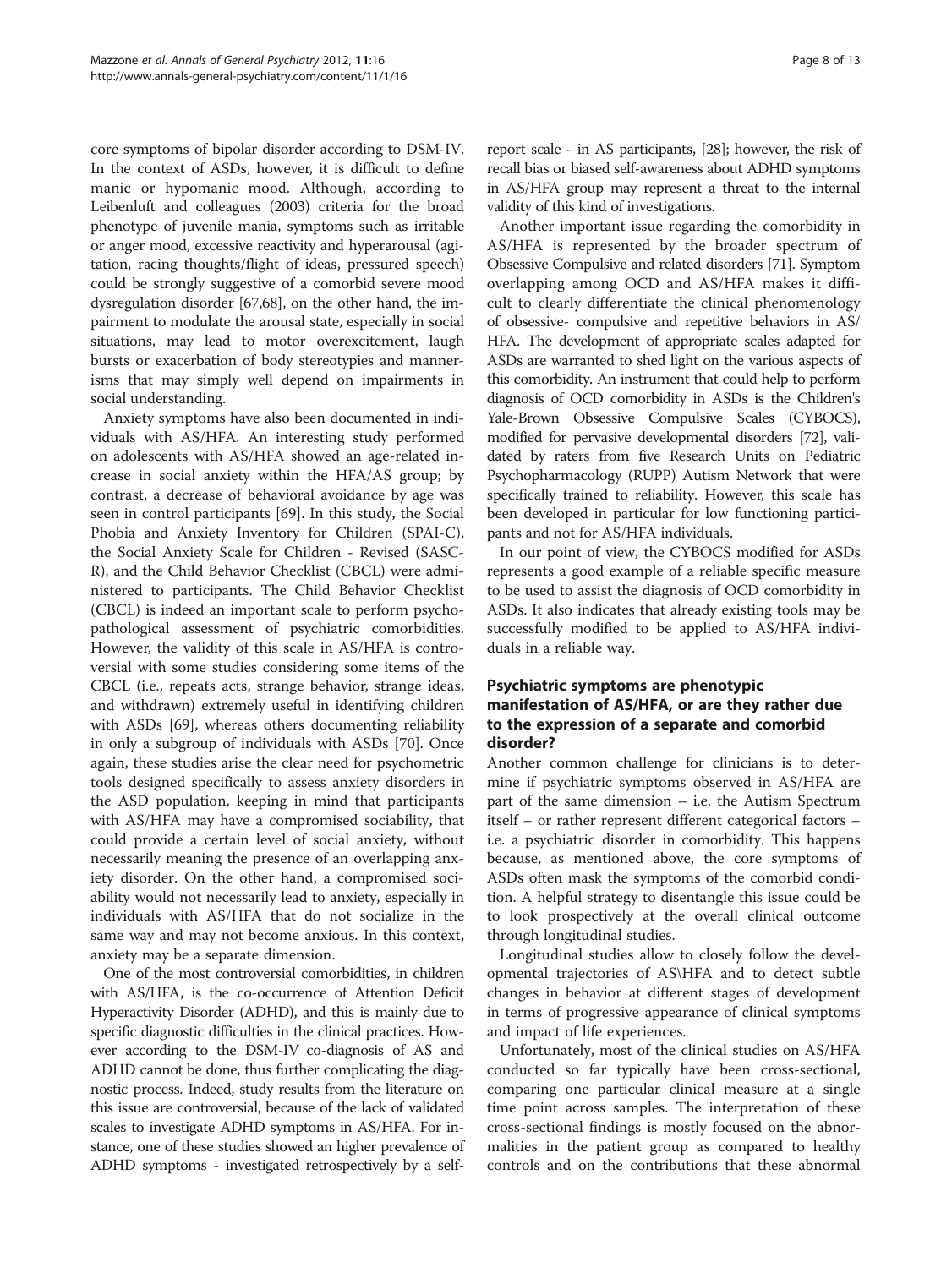core symptoms of bipolar disorder according to DSM-IV. In the context of ASDs, however, it is difficult to define manic or hypomanic mood. Although, according to Leibenluft and colleagues (2003) criteria for the broad phenotype of juvenile mania, symptoms such as irritable or anger mood, excessive reactivity and hyperarousal (agitation, racing thoughts/flight of ideas, pressured speech) could be strongly suggestive of a comorbid severe mood dysregulation disorder [67,68], on the other hand, the impairment to modulate the arousal state, especially in social situations, may lead to motor overexcitement, laugh bursts or exacerbation of body stereotypies and mannerisms that may simply well depend on impairments in social understanding.

Anxiety symptoms have also been documented in individuals with AS/HFA. An interesting study performed on adolescents with AS/HFA showed an age-related increase in social anxiety within the HFA/AS group; by contrast, a decrease of behavioral avoidance by age was seen in control participants [69]. In this study, the Social Phobia and Anxiety Inventory for Children (SPAI-C), the Social Anxiety Scale for Children - Revised (SASC-R), and the Child Behavior Checklist (CBCL) were administered to participants. The Child Behavior Checklist (CBCL) is indeed an important scale to perform psychopathological assessment of psychiatric comorbidities. However, the validity of this scale in AS/HFA is controversial with some studies considering some items of the CBCL (i.e., repeats acts, strange behavior, strange ideas, and withdrawn) extremely useful in identifying children with ASDs [69], whereas others documenting reliability in only a subgroup of individuals with ASDs [70]. Once again, these studies arise the clear need for psychometric tools designed specifically to assess anxiety disorders in the ASD population, keeping in mind that participants with AS/HFA may have a compromised sociability, that could provide a certain level of social anxiety, without necessarily meaning the presence of an overlapping anxiety disorder. On the other hand, a compromised sociability would not necessarily lead to anxiety, especially in individuals with AS/HFA that do not socialize in the same way and may not become anxious. In this context, anxiety may be a separate dimension.

One of the most controversial comorbidities, in children with AS/HFA, is the co-occurrence of Attention Deficit Hyperactivity Disorder (ADHD), and this is mainly due to specific diagnostic difficulties in the clinical practices. However according to the DSM-IV co-diagnosis of AS and ADHD cannot be done, thus further complicating the diagnostic process. Indeed, study results from the literature on this issue are controversial, because of the lack of validated scales to investigate ADHD symptoms in AS/HFA. For instance, one of these studies showed an higher prevalence of ADHD symptoms - investigated retrospectively by a self-report scale - in AS participants, [28]; however, the risk of recall bias or biased self-awareness about ADHD symptoms in AS/HFA group may represent a threat to the internal validity of this kind of investigations.

Another important issue regarding the comorbidity in AS/HFA is represented by the broader spectrum of Obsessive Compulsive and related disorders [71]. Symptom overlapping among OCD and AS/HFA makes it difficult to clearly differentiate the clinical phenomenology of obsessive- compulsive and repetitive behaviors in AS/HFA. The development of appropriate scales adapted for ASDs are warranted to shed light on the various aspects of this comorbidity. An instrument that could help to perform diagnosis of OCD comorbidity in ASDs is the Children's Yale-Brown Obsessive Compulsive Scales (CYBOCS), modified for pervasive developmental disorders [72], validated by raters from five Research Units on Pediatric Psychopharmacology (RUPP) Autism Network that were specifically trained to reliability. However, this scale has been developed in particular for low functioning participants and not for AS/HFA individuals.

In our point of view, the CYBOCS modified for ASDs represents a good example of a reliable specific measure to be used to assist the diagnosis of OCD comorbidity in ASDs. It also indicates that already existing tools may be successfully modified to be applied to AS/HFA individuals in a reliable way.

## Psychiatric symptoms are phenotypic manifestation of AS/HFA, or are they rather due to the expression of a separate and comorbid disorder?

Another common challenge for clinicians is to determine if psychiatric symptoms observed in AS/HFA are part of the same dimension – i.e. the Autism Spectrum itself – or rather represent different categorical factors – i.e. a psychiatric disorder in comorbidity. This happens because, as mentioned above, the core symptoms of ASDs often mask the symptoms of the comorbid condition. A helpful strategy to disentangle this issue could be to look prospectively at the overall clinical outcome through longitudinal studies.

Longitudinal studies allow to closely follow the developmental trajectories of AS\HFA and to detect subtle changes in behavior at different stages of development in terms of progressive appearance of clinical symptoms and impact of life experiences.

Unfortunately, most of the clinical studies on AS/HFA conducted so far typically have been cross-sectional, comparing one particular clinical measure at a single time point across samples. The interpretation of these cross-sectional findings is mostly focused on the abnormalities in the patient group as compared to healthy controls and on the contributions that these abnormal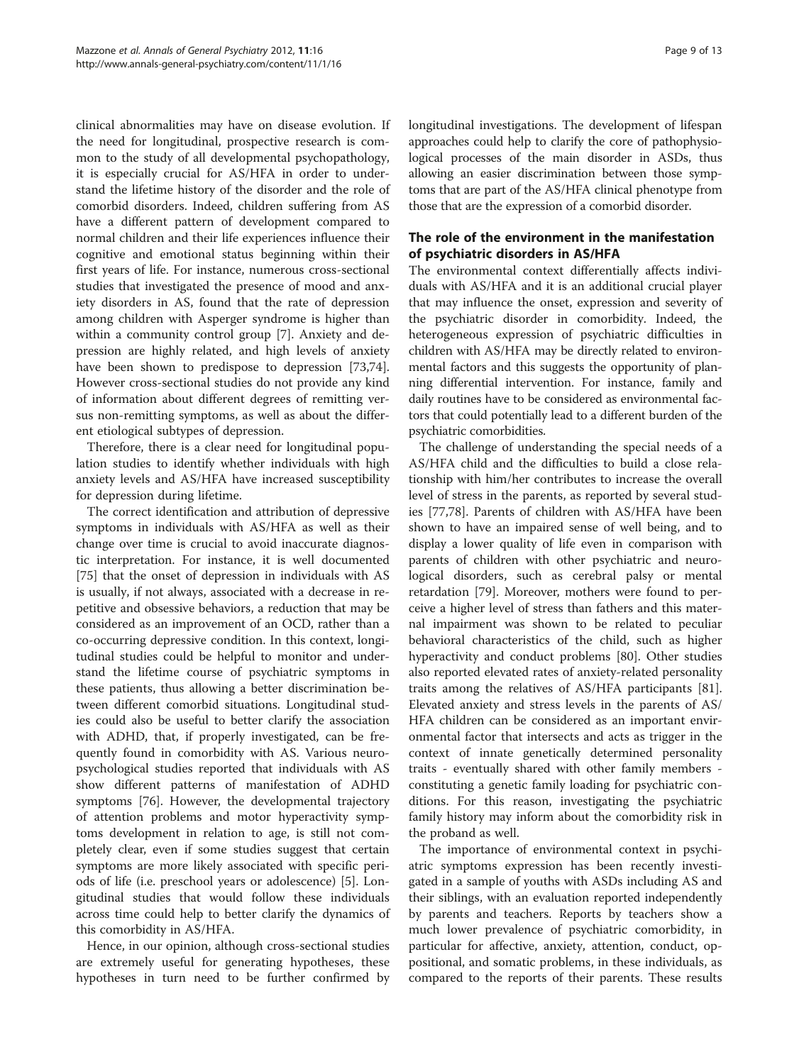clinical abnormalities may have on disease evolution. If the need for longitudinal, prospective research is common to the study of all developmental psychopathology, it is especially crucial for AS/HFA in order to understand the lifetime history of the disorder and the role of comorbid disorders. Indeed, children suffering from AS have a different pattern of development compared to normal children and their life experiences influence their cognitive and emotional status beginning within their first years of life. For instance, numerous cross-sectional studies that investigated the presence of mood and anxiety disorders in AS, found that the rate of depression among children with Asperger syndrome is higher than within a community control group [7]. Anxiety and depression are highly related, and high levels of anxiety have been shown to predispose to depression [73,74]. However cross-sectional studies do not provide any kind of information about different degrees of remitting versus non-remitting symptoms, as well as about the different etiological subtypes of depression.

Therefore, there is a clear need for longitudinal population studies to identify whether individuals with high anxiety levels and AS/HFA have increased susceptibility for depression during lifetime.

The correct identification and attribution of depressive symptoms in individuals with AS/HFA as well as their change over time is crucial to avoid inaccurate diagnostic interpretation. For instance, it is well documented [75] that the onset of depression in individuals with AS is usually, if not always, associated with a decrease in repetitive and obsessive behaviors, a reduction that may be considered as an improvement of an OCD, rather than a co-occurring depressive condition. In this context, longitudinal studies could be helpful to monitor and understand the lifetime course of psychiatric symptoms in these patients, thus allowing a better discrimination between different comorbid situations. Longitudinal studies could also be useful to better clarify the association with ADHD, that, if properly investigated, can be frequently found in comorbidity with AS. Various neuropsychological studies reported that individuals with AS show different patterns of manifestation of ADHD symptoms [76]. However, the developmental trajectory of attention problems and motor hyperactivity symptoms development in relation to age, is still not completely clear, even if some studies suggest that certain symptoms are more likely associated with specific periods of life (i.e. preschool years or adolescence) [5]. Longitudinal studies that would follow these individuals across time could help to better clarify the dynamics of this comorbidity in AS/HFA.

Hence, in our opinion, although cross-sectional studies are extremely useful for generating hypotheses, these hypotheses in turn need to be further confirmed by longitudinal investigations. The development of lifespan approaches could help to clarify the core of pathophysiological processes of the main disorder in ASDs, thus allowing an easier discrimination between those symptoms that are part of the AS/HFA clinical phenotype from those that are the expression of a comorbid disorder.

## The role of the environment in the manifestation of psychiatric disorders in AS/HFA

The environmental context differentially affects individuals with AS/HFA and it is an additional crucial player that may influence the onset, expression and severity of the psychiatric disorder in comorbidity. Indeed, the heterogeneous expression of psychiatric difficulties in children with AS/HFA may be directly related to environmental factors and this suggests the opportunity of planning differential intervention. For instance, family and daily routines have to be considered as environmental factors that could potentially lead to a different burden of the psychiatric comorbidities.

The challenge of understanding the special needs of a AS/HFA child and the difficulties to build a close relationship with him/her contributes to increase the overall level of stress in the parents, as reported by several studies [77,78]. Parents of children with AS/HFA have been shown to have an impaired sense of well being, and to display a lower quality of life even in comparison with parents of children with other psychiatric and neurological disorders, such as cerebral palsy or mental retardation [79]. Moreover, mothers were found to perceive a higher level of stress than fathers and this maternal impairment was shown to be related to peculiar behavioral characteristics of the child, such as higher hyperactivity and conduct problems [80]. Other studies also reported elevated rates of anxiety-related personality traits among the relatives of AS/HFA participants [81]. Elevated anxiety and stress levels in the parents of AS/HFA children can be considered as an important environmental factor that intersects and acts as trigger in the context of innate genetically determined personality traits - eventually shared with other family members - constituting a genetic family loading for psychiatric conditions. For this reason, investigating the psychiatric family history may inform about the comorbidity risk in the proband as well.

The importance of environmental context in psychiatric symptoms expression has been recently investigated in a sample of youths with ASDs including AS and their siblings, with an evaluation reported independently by parents and teachers. Reports by teachers show a much lower prevalence of psychiatric comorbidity, in particular for affective, anxiety, attention, conduct, oppositional, and somatic problems, in these individuals, as compared to the reports of their parents. These results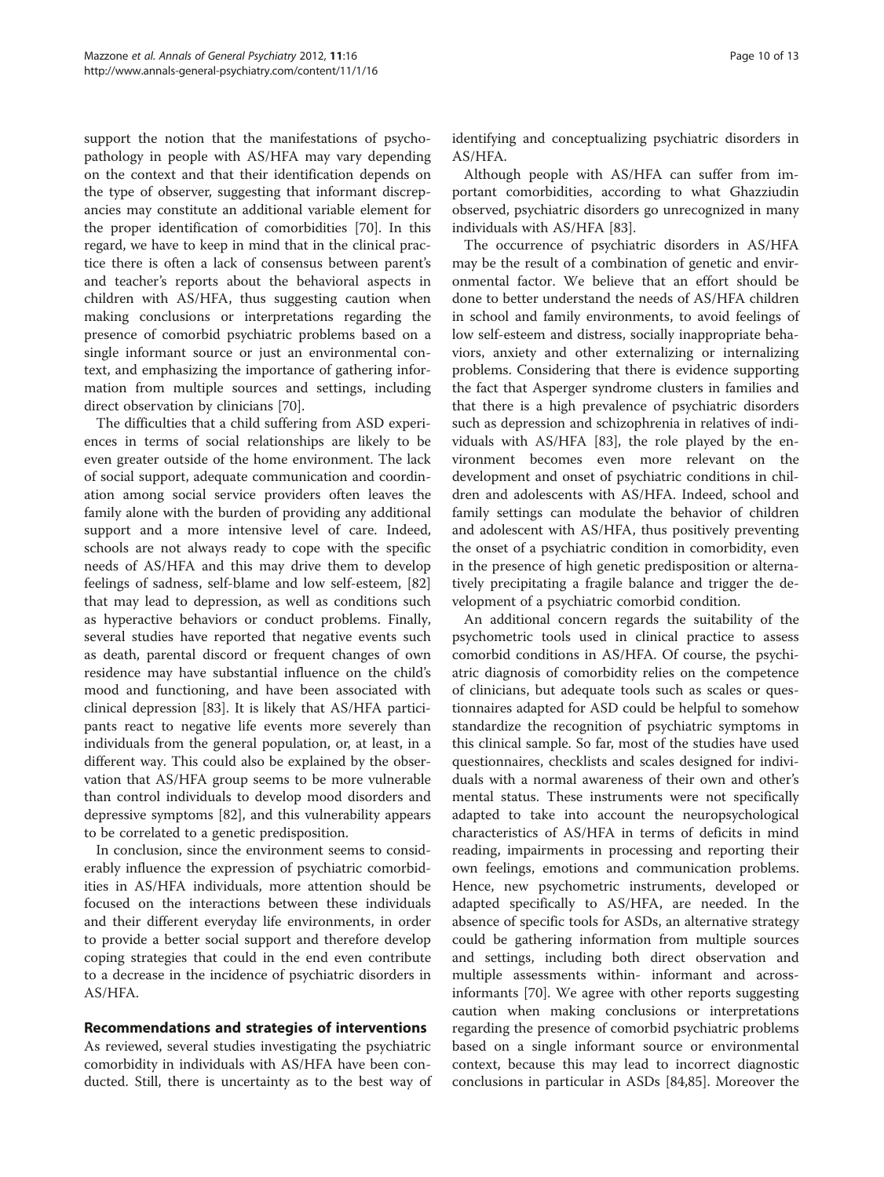support the notion that the manifestations of psychopathology in people with AS/HFA may vary depending on the context and that their identification depends on the type of observer, suggesting that informant discrepancies may constitute an additional variable element for the proper identification of comorbidities [70]. In this regard, we have to keep in mind that in the clinical practice there is often a lack of consensus between parent's and teacher's reports about the behavioral aspects in children with AS/HFA, thus suggesting caution when making conclusions or interpretations regarding the presence of comorbid psychiatric problems based on a single informant source or just an environmental context, and emphasizing the importance of gathering information from multiple sources and settings, including direct observation by clinicians [70].

The difficulties that a child suffering from ASD experiences in terms of social relationships are likely to be even greater outside of the home environment. The lack of social support, adequate communication and coordination among social service providers often leaves the family alone with the burden of providing any additional support and a more intensive level of care. Indeed, schools are not always ready to cope with the specific needs of AS/HFA and this may drive them to develop feelings of sadness, self-blame and low self-esteem, [82] that may lead to depression, as well as conditions such as hyperactive behaviors or conduct problems. Finally, several studies have reported that negative events such as death, parental discord or frequent changes of own residence may have substantial influence on the child's mood and functioning, and have been associated with clinical depression [83]. It is likely that AS/HFA participants react to negative life events more severely than individuals from the general population, or, at least, in a different way. This could also be explained by the observation that AS/HFA group seems to be more vulnerable than control individuals to develop mood disorders and depressive symptoms [82], and this vulnerability appears to be correlated to a genetic predisposition.

In conclusion, since the environment seems to considerably influence the expression of psychiatric comorbidities in AS/HFA individuals, more attention should be focused on the interactions between these individuals and their different everyday life environments, in order to provide a better social support and therefore develop coping strategies that could in the end even contribute to a decrease in the incidence of psychiatric disorders in AS/HFA.

## Recommendations and strategies of interventions

As reviewed, several studies investigating the psychiatric comorbidity in individuals with AS/HFA have been conducted. Still, there is uncertainty as to the best way of identifying and conceptualizing psychiatric disorders in AS/HFA.

Although people with AS/HFA can suffer from important comorbidities, according to what Ghazziudin observed, psychiatric disorders go unrecognized in many individuals with AS/HFA [83].

The occurrence of psychiatric disorders in AS/HFA may be the result of a combination of genetic and environmental factor. We believe that an effort should be done to better understand the needs of AS/HFA children in school and family environments, to avoid feelings of low self-esteem and distress, socially inappropriate behaviors, anxiety and other externalizing or internalizing problems. Considering that there is evidence supporting the fact that Asperger syndrome clusters in families and that there is a high prevalence of psychiatric disorders such as depression and schizophrenia in relatives of individuals with AS/HFA [83], the role played by the environment becomes even more relevant on the development and onset of psychiatric conditions in children and adolescents with AS/HFA. Indeed, school and family settings can modulate the behavior of children and adolescent with AS/HFA, thus positively preventing the onset of a psychiatric condition in comorbidity, even in the presence of high genetic predisposition or alternatively precipitating a fragile balance and trigger the development of a psychiatric comorbid condition.

An additional concern regards the suitability of the psychometric tools used in clinical practice to assess comorbid conditions in AS/HFA. Of course, the psychiatric diagnosis of comorbidity relies on the competence of clinicians, but adequate tools such as scales or questionnaires adapted for ASD could be helpful to somehow standardize the recognition of psychiatric symptoms in this clinical sample. So far, most of the studies have used questionnaires, checklists and scales designed for individuals with a normal awareness of their own and other's mental status. These instruments were not specifically adapted to take into account the neuropsychological characteristics of AS/HFA in terms of deficits in mind reading, impairments in processing and reporting their own feelings, emotions and communication problems. Hence, new psychometric instruments, developed or adapted specifically to AS/HFA, are needed. In the absence of specific tools for ASDs, an alternative strategy could be gathering information from multiple sources and settings, including both direct observation and multiple assessments within- informant and across-informants [70]. We agree with other reports suggesting caution when making conclusions or interpretations regarding the presence of comorbid psychiatric problems based on a single informant source or environmental context, because this may lead to incorrect diagnostic conclusions in particular in ASDs [84,85]. Moreover the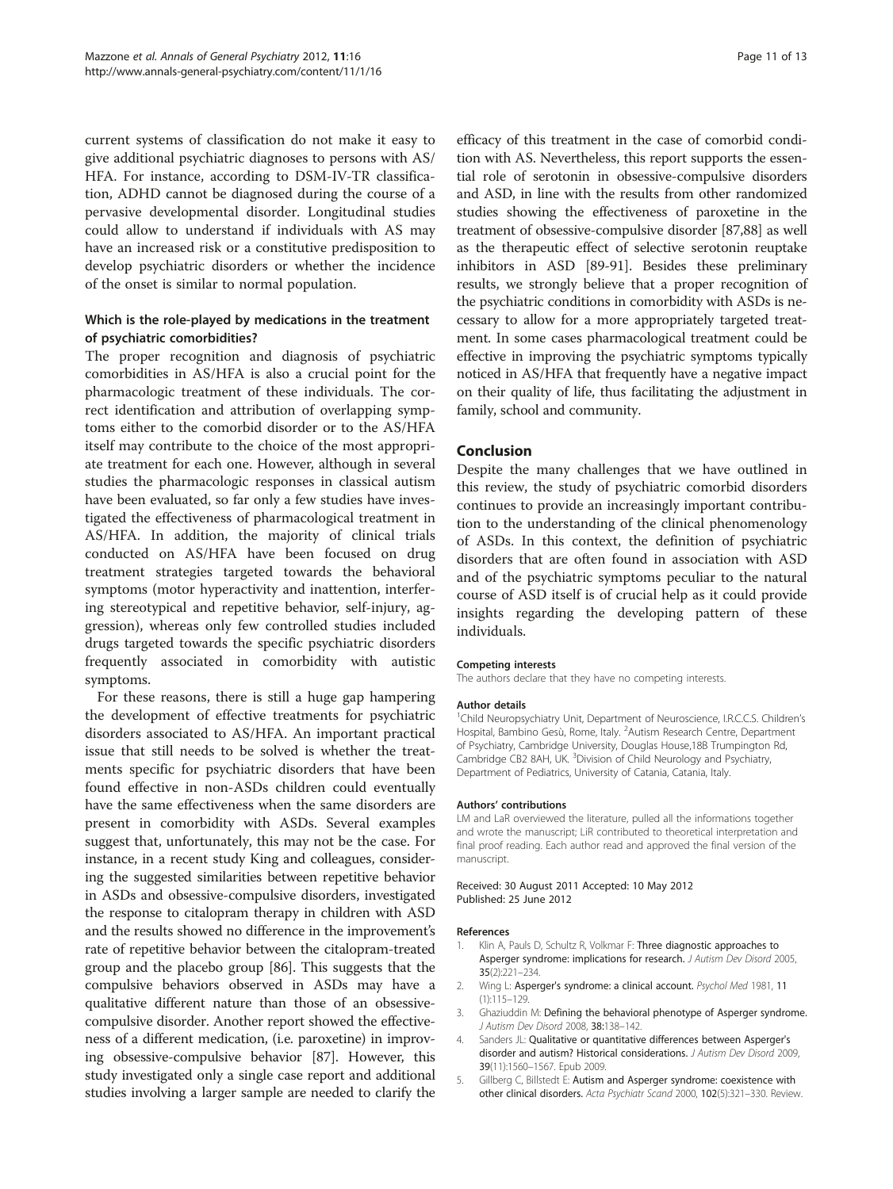current systems of classification do not make it easy to give additional psychiatric diagnoses to persons with AS/HFA. For instance, according to DSM-IV-TR classification, ADHD cannot be diagnosed during the course of a pervasive developmental disorder. Longitudinal studies could allow to understand if individuals with AS may have an increased risk or a constitutive predisposition to develop psychiatric disorders or whether the incidence of the onset is similar to normal population.

### Which is the role-played by medications in the treatment of psychiatric comorbidities?

The proper recognition and diagnosis of psychiatric comorbidities in AS/HFA is also a crucial point for the pharmacologic treatment of these individuals. The correct identification and attribution of overlapping symptoms either to the comorbid disorder or to the AS/HFA itself may contribute to the choice of the most appropriate treatment for each one. However, although in several studies the pharmacologic responses in classical autism have been evaluated, so far only a few studies have investigated the effectiveness of pharmacological treatment in AS/HFA. In addition, the majority of clinical trials conducted on AS/HFA have been focused on drug treatment strategies targeted towards the behavioral symptoms (motor hyperactivity and inattention, interfering stereotypical and repetitive behavior, self-injury, aggression), whereas only few controlled studies included drugs targeted towards the specific psychiatric disorders frequently associated in comorbidity with autistic symptoms.

For these reasons, there is still a huge gap hampering the development of effective treatments for psychiatric disorders associated to AS/HFA. An important practical issue that still needs to be solved is whether the treatments specific for psychiatric disorders that have been found effective in non-ASDs children could eventually have the same effectiveness when the same disorders are present in comorbidity with ASDs. Several examples suggest that, unfortunately, this may not be the case. For instance, in a recent study King and colleagues, considering the suggested similarities between repetitive behavior in ASDs and obsessive-compulsive disorders, investigated the response to citalopram therapy in children with ASD and the results showed no difference in the improvement's rate of repetitive behavior between the citalopram-treated group and the placebo group [86]. This suggests that the compulsive behaviors observed in ASDs may have a qualitative different nature than those of an obsessive-compulsive disorder. Another report showed the effectiveness of a different medication, (i.e. paroxetine) in improving obsessive-compulsive behavior [87]. However, this study investigated only a single case report and additional studies involving a larger sample are needed to clarify the efficacy of this treatment in the case of comorbid condition with AS. Nevertheless, this report supports the essential role of serotonin in obsessive-compulsive disorders and ASD, in line with the results from other randomized studies showing the effectiveness of paroxetine in the treatment of obsessive-compulsive disorder [87,88] as well as the therapeutic effect of selective serotonin reuptake inhibitors in ASD [89-91]. Besides these preliminary results, we strongly believe that a proper recognition of the psychiatric conditions in comorbidity with ASDs is necessary to allow for a more appropriately targeted treatment. In some cases pharmacological treatment could be effective in improving the psychiatric symptoms typically noticed in AS/HFA that frequently have a negative impact on their quality of life, thus facilitating the adjustment in family, school and community.

## Conclusion

Despite the many challenges that we have outlined in this review, the study of psychiatric comorbid disorders continues to provide an increasingly important contribution to the understanding of the clinical phenomenology of ASDs. In this context, the definition of psychiatric disorders that are often found in association with ASD and of the psychiatric symptoms peculiar to the natural course of ASD itself is of crucial help as it could provide insights regarding the developing pattern of these individuals.

#### Competing interests

The authors declare that they have no competing interests.

#### Author details

[1]Child Neuropsychiatry Unit, Department of Neuroscience, I.R.C.C.S. Children's Hospital, Bambino Gesù, Rome, Italy. [2]Autism Research Centre, Department of Psychiatry, Cambridge University, Douglas House,18B Trumpington Rd, Cambridge CB2 8AH, UK. [3]Division of Child Neurology and Psychiatry, Department of Pediatrics, University of Catania, Catania, Italy.

#### Authors' contributions

LM and LaR overviewed the literature, pulled all the informations together and wrote the manuscript; LiR contributed to theoretical interpretation and final proof reading. Each author read and approved the final version of the manuscript.

Received: 30 August 2011 Accepted: 10 May 2012
Published: 25 June 2012

#### References

1. Klin A, Pauls D, Schultz R, Volkmar F: **Three diagnostic approaches to Asperger syndrome: implications for research.** *J Autism Dev Disord* 2005, **35**(2):221–234.
2. Wing L: **Asperger's syndrome: a clinical account.** *Psychol Med* 1981, **11** (1):115–129.
3. Ghaziuddin M: **Defining the behavioral phenotype of Asperger syndrome.** *J Autism Dev Disord* 2008, **38:**138–142.
4. Sanders JL: **Qualitative or quantitative differences between Asperger's disorder and autism? Historical considerations.** *J Autism Dev Disord* 2009, **39**(11):1560–1567. Epub 2009.
5. Gillberg C, Billstedt E: **Autism and Asperger syndrome: coexistence with other clinical disorders.** *Acta Psychiatr Scand* 2000, **102**(5):321–330. Review.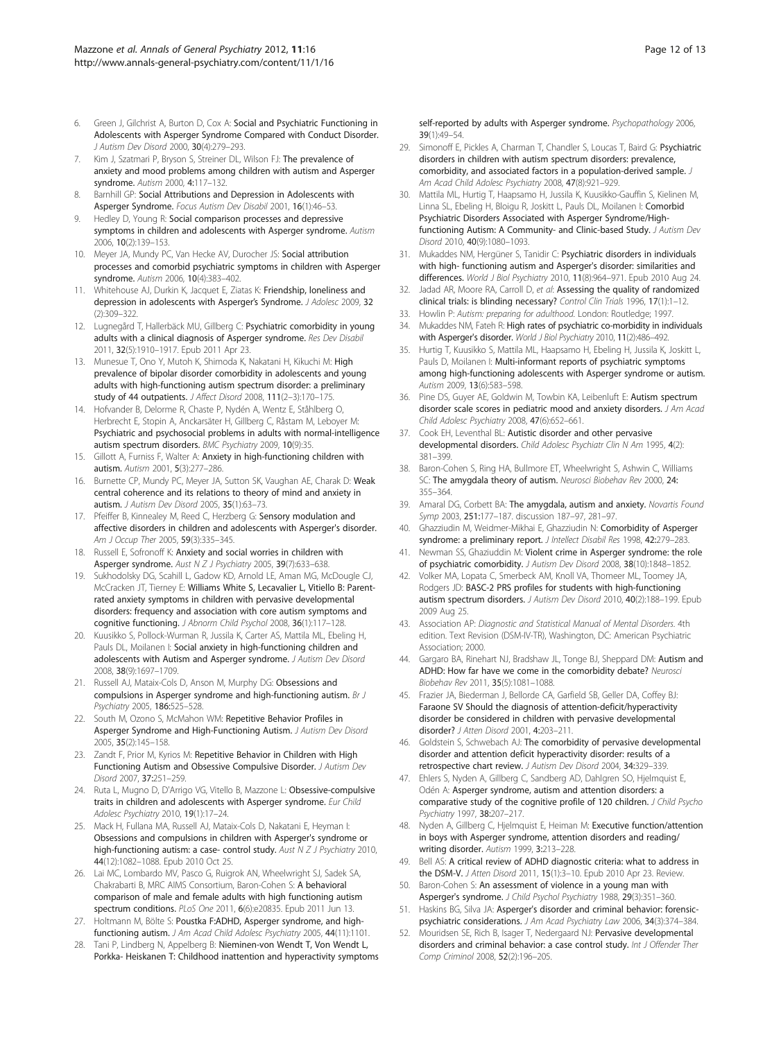6. Green J, Gilchrist A, Burton D, Cox A: **Social and Psychiatric Functioning in Adolescents with Asperger Syndrome Compared with Conduct Disorder.** *J Autism Dev Disord* 2000, **30**(4):279–293.
7. Kim J, Szatmari P, Bryson S, Streiner DL, Wilson FJ: **The prevalence of anxiety and mood problems among children with autism and Asperger syndrome.** *Autism* 2000, **4**:117–132.
8. Barnhill GP: **Social Attributions and Depression in Adolescents with Asperger Syndrome.** *Focus Autism Dev Disabil* 2001, **16**(1):46–53.
9. Hedley D, Young R: **Social comparison processes and depressive symptoms in children and adolescents with Asperger syndrome.** *Autism* 2006, **10**(2):139–153.
10. Meyer JA, Mundy PC, Van Hecke AV, Durocher JS: **Social attribution processes and comorbid psychiatric symptoms in children with Asperger syndrome.** *Autism* 2006, **10**(4):383–402.
11. Whitehouse AJ, Durkin K, Jacquet E, Ziatas K: **Friendship, loneliness and depression in adolescents with Asperger's Syndrome.** *J Adolesc* 2009, **32** (2):309–322.
12. Lugnegård T, Hallerbäck MU, Gillberg C: **Psychiatric comorbidity in young adults with a clinical diagnosis of Asperger syndrome.** *Res Dev Disabil* 2011, **32**(5):1910–1917. Epub 2011 Apr 23.
13. Munesue T, Ono Y, Mutoh K, Shimoda K, Nakatani H, Kikuchi M: **High prevalence of bipolar disorder comorbidity in adolescents and young adults with high-functioning autism spectrum disorder: a preliminary study of 44 outpatients.** *J Affect Disord* 2008, **111**(2–3):170–175.
14. Hofvander B, Delorme R, Chaste P, Nydén A, Wentz E, Ståhlberg O, Herbrecht E, Stopin A, Anckarsäter H, Gillberg C, Råstam M, Leboyer M: **Psychiatric and psychosocial problems in adults with normal-intelligence autism spectrum disorders.** *BMC Psychiatry* 2009, **10**(9):35.
15. Gillott A, Furniss F, Walter A: **Anxiety in high-functioning children with autism.** *Autism* 2001, **5**(3):277–286.
16. Burnette CP, Mundy PC, Meyer JA, Sutton SK, Vaughan AE, Charak D: **Weak central coherence and its relations to theory of mind and anxiety in autism.** *J Autism Dev Disord* 2005, **35**(1):63–73.
17. Pfeiffer B, Kinnealey M, Reed C, Herzberg G: **Sensory modulation and affective disorders in children and adolescents with Asperger's disorder.** *Am J Occup Ther* 2005, **59**(3):335–345.
18. Russell E, Sofronoff K: **Anxiety and social worries in children with Asperger syndrome.** *Aust N Z J Psychiatry* 2005, **39**(7):633–638.
19. Sukhodolsky DG, Scahill L, Gadow KD, Arnold LE, Aman MG, McDougle CJ, McCracken JT, Tierney E: **Williams White S, Lecavalier L, Vitiello B: Parent-rated anxiety symptoms in children with pervasive developmental disorders: frequency and association with core autism symptoms and cognitive functioning.** *J Abnorm Child Psychol* 2008, **36**(1):117–128.
20. Kuusikko S, Pollock-Wurman R, Jussila K, Carter AS, Mattila ML, Ebeling H, Pauls DL, Moilanen I: **Social anxiety in high-functioning children and adolescents with Autism and Asperger syndrome.** *J Autism Dev Disord* 2008, **38**(9):1697–1709.
21. Russell AJ, Mataix-Cols D, Anson M, Murphy DG: **Obsessions and compulsions in Asperger syndrome and high-functioning autism.** *Br J Psychiatry* 2005, **186**:525–528.
22. South M, Ozono S, McMahon WM: **Repetitive Behavior Profiles in Asperger Syndrome and High-Functioning Autism.** *J Autism Dev Disord* 2005, **35**(2):145–158.
23. Zandt F, Prior M, Kyrios M: **Repetitive Behavior in Children with High Functioning Autism and Obsessive Compulsive Disorder.** *J Autism Dev Disord* 2007, **37**:251–259.
24. Ruta L, Mugno D, D'Arrigo VG, Vitello B, Mazzone L: **Obsessive-compulsive traits in children and adolescents with Asperger syndrome.** *Eur Child Adolesc Psychiatry* 2010, **19**(1):17–24.
25. Mack H, Fullana MA, Russell AJ, Mataix-Cols D, Nakatani E, Heyman I: **Obsessions and compulsions in children with Asperger's syndrome or high-functioning autism: a case- control study.** *Aust N Z J Psychiatry* 2010, **44**(12):1082–1088. Epub 2010 Oct 25.
26. Lai MC, Lombardo MV, Pasco G, Ruigrok AN, Wheelwright SJ, Sadek SA, Chakrabarti B, MRC AIMS Consortium, Baron-Cohen S: **A behavioral comparison of male and female adults with high functioning autism spectrum conditions.** *PLoS One* 2011, **6**(6):e20835. Epub 2011 Jun 13.
27. Holtmann M, Bölte S: **Poustka F:ADHD, Asperger syndrome, and high-functioning autism.** *J Am Acad Child Adolesc Psychiatry* 2005, **44**(11):1101.
28. Tani P, Lindberg N, Appelberg B: **Nieminen-von Wendt T, Von Wendt L, Porkka- Heiskanen T: Childhood inattention and hyperactivity symptoms self-reported by adults with Asperger syndrome.** *Psychopathology* 2006, **39**(1):49–54.
29. Simonoff E, Pickles A, Charman T, Chandler S, Loucas T, Baird G: **Psychiatric disorders in children with autism spectrum disorders: prevalence, comorbidity, and associated factors in a population-derived sample.** *J Am Acad Child Adolesc Psychiatry* 2008, **47**(8):921–929.
30. Mattila ML, Hurtig T, Haapsamo H, Jussila K, Kuusikko-Gauffin S, Kielinen M, Linna SL, Ebeling H, Bloigu R, Joskitt L, Pauls DL, Moilanen I: **Comorbid Psychiatric Disorders Associated with Asperger Syndrome/High-functioning Autism: A Community- and Clinic-based Study.** *J Autism Dev Disord* 2010, **40**(9):1080–1093.
31. Mukaddes NM, Hergüner S, Tanidir C: **Psychiatric disorders in individuals with high- functioning autism and Asperger's disorder: similarities and differences.** *World J Biol Psychiatry* 2010, **11**(8):964–971. Epub 2010 Aug 24.
32. Jadad AR, Moore RA, Carroll D, *et al*: **Assessing the quality of randomized clinical trials: is blinding necessary?** *Control Clin Trials* 1996, **17**(1):1–12.
33. Howlin P: *Autism: preparing for adulthood.* London: Routledge; 1997.
34. Mukaddes NM, Fateh R: **High rates of psychiatric co-morbidity in individuals with Asperger's disorder.** *World J Biol Psychiatry* 2010, **11**(2):486–492.
35. Hurtig T, Kuusikko S, Mattila ML, Haapsamo H, Ebeling H, Jussila K, Joskitt L, Pauls D, Moilanen I: **Multi-informant reports of psychiatric symptoms among high-functioning adolescents with Asperger syndrome or autism.** *Autism* 2009, **13**(6):583–598.
36. Pine DS, Guyer AE, Goldwin M, Towbin KA, Leibenluft E: **Autism spectrum disorder scale scores in pediatric mood and anxiety disorders.** *J Am Acad Child Adolesc Psychiatry* 2008, **47**(6):652–661.
37. Cook EH, Leventhal BL: **Autistic disorder and other pervasive developmental disorders.** *Child Adolesc Psychiatr Clin N Am* 1995, **4**(2): 381–399.
38. Baron-Cohen S, Ring HA, Bullmore ET, Wheelwright S, Ashwin C, Williams SC: **The amygdala theory of autism.** *Neurosci Biobehav Rev* 2000, **24**: 355–364.
39. Amaral DG, Corbett BA: **The amygdala, autism and anxiety.** *Novartis Found Symp* 2003, **251**:177–187. discussion 187–97, 281–97.
40. Ghazziudin M, Weidmer-Mikhai E, Ghazziudin N: **Comorbidity of Asperger syndrome: a preliminary report.** *J Intellect Disabil Res* 1998, **42**:279–283.
41. Newman SS, Ghaziuddin M: **Violent crime in Asperger syndrome: the role of psychiatric comorbidity.** *J Autism Dev Disord* 2008, **38**(10):1848–1852.
42. Volker MA, Lopata C, Smerbeck AM, Knoll VA, Thomeer ML, Toomey JA, Rodgers JD: **BASC-2 PRS profiles for students with high-functioning autism spectrum disorders.** *J Autism Dev Disord* 2010, **40**(2):188–199. Epub 2009 Aug 25.
43. Association AP: *Diagnostic and Statistical Manual of Mental Disorders.* 4th edition. Text Revision (DSM-IV-TR), Washington, DC: American Psychiatric Association; 2000.
44. Gargaro BA, Rinehart NJ, Bradshaw JL, Tonge BJ, Sheppard DM: **Autism and ADHD: How far have we come in the comorbidity debate?** *Neurosci Biobehav Rev* 2011, **35**(5):1081–1088.
45. Frazier JA, Biederman J, Bellorde CA, Garfield SB, Geller DA, Coffey BJ: **Faraone SV Should the diagnosis of attention-deficit/hyperactivity disorder be considered in children with pervasive developmental disorder?** *J Atten Disord* 2001, **4**:203–211.
46. Goldstein S, Schwebach AJ: **The comorbidity of pervasive developmental disorder and attention deficit hyperactivity disorder: results of a retrospective chart review.** *J Autism Dev Disord* 2004, **34**:329–339.
47. Ehlers S, Nyden A, Gillberg C, Sandberg AD, Dahlgren SO, Hjelmquist E, Odén A: **Asperger syndrome, autism and attention disorders: a comparative study of the cognitive profile of 120 children.** *J Child Psycho Psychiatry* 1997, **38**:207–217.
48. Nyden A, Gillberg C, Hjelmquist E, Heiman M: **Executive function/attention in boys with Asperger syndrome, attention disorders and reading/ writing disorder.** *Autism* 1999, **3**:213–228.
49. Bell AS: **A critical review of ADHD diagnostic criteria: what to address in the DSM-V.** *J Atten Disord* 2011, **15**(1):3–10. Epub 2010 Apr 23. Review.
50. Baron-Cohen S: **An assessment of violence in a young man with Asperger's syndrome.** *J Child Psychol Psychiatry* 1988, **29**(3):351–360.
51. Haskins BG, Silva JA: **Asperger's disorder and criminal behavior: forensic-psychiatric considerations.** *J Am Acad Psychiatry Law* 2006, **34**(3):374–384.
52. Mouridsen SE, Rich B, Isager T, Nedergaard NJ: **Pervasive developmental disorders and criminal behavior: a case control study.** *Int J Offender Ther Comp Criminol* 2008, **52**(2):196–205.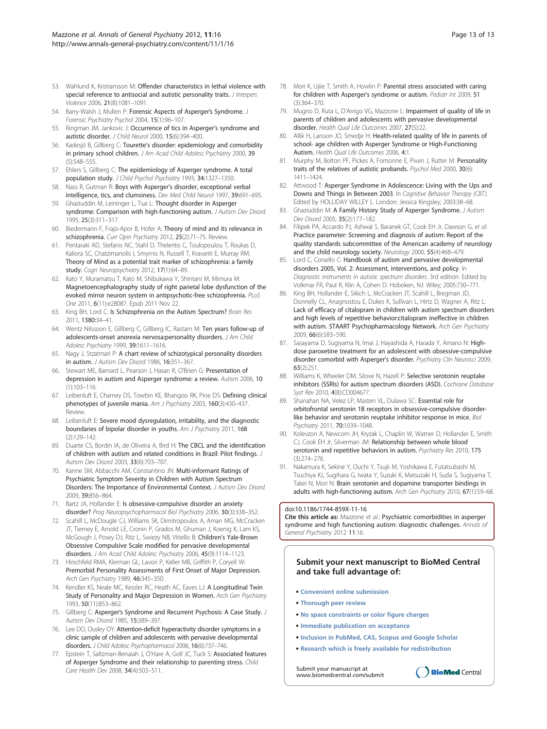53. Wahlund K, Kristiansson M: Offender characteristics in lethal violence with special reference to antisocial and autistic personality traits. *J Interpers Violence* 2006, 21(8):1081–1091.
54. Barry-Walsh J, Mullen P: Forensic Aspects of Asperger's Syndrome. *J Forensic Psychiatry Psychol* 2004, 15(1):96–107.
55. Ringman JM, Jankovic J: Occurrence of tics in Asperger's syndrome and autistic disorder. *J Child Neurol* 2000, 15(6):394–400.
56. Kadesjö B, Gillberg C: Tourette's disorder: epidemiology and comorbidity in primary school children. *J Am Acad Child Adolesc Psychiatry* 2000, 39 (5):548–555.
57. Ehlers S, Gillberg C: The epidemiology of Asperger syndrome. A total population study. *J Child Psychol Psychiatry* 1993, 34:1327–1350.
58. Nass R, Gutman R: Boys with Asperger's disorder, exceptional verbal intelligence, tics, and clumsiness. *Dev Med Child Neurol* 1997, 39:691–695.
59. Ghaziuddin M, Leininger L, Tsai L: Thought disorder in Asperger syndrome: Comparison with high-functioning autism. *J Autism Dev Disord* 1995, 25(3):311–317.
60. Biedermann F, Frajo-Apor B, Hofer A: Theory of mind and its relevance in schizophrenia. *Curr Opin Psychiatry* 2012, 25(2):71–75. Review.
61. Pentaraki AD, Stefanis NC, Stahl D, Theleritis C, Toulopoulou T, Roukas D, Kaliora SC, Chatzimanolis I, Smyrnis N, Russell T, Kravariti E, Murray RM: Theory of Mind as a potential trait marker of schizophrenia: a family study. *Cogn Neuropsychiatry* 2012, 17(1):64–89.
62. Kato Y, Muramatsu T, Kato M, Shibukawa Y, Shintani M, Mimura M: Magnetoencephalography study of right parietal lobe dysfunction of the evoked mirror neuron system in antipsychotic-free schizophrenia. *PLoS One* 2011, 6(11):e28087. Epub 2011 Nov 22.
63. King BH, Lord C: Is Schizophrenia on the Autism Spectrum? *Brain Res* 2011, 1380:34–41.
64. Wentz Nilsson E, Gillberg C, Gillberg IC, Rastam M: Ten years follow-up of adolescents-onset anorexia nervosa:personality disorders. *J Am Child Adolesc Psychiatry* 1999, 39:1611–1616.
65. Nagy J, Stzatmari P: A chart review of schizotypical personality disorders in autism. *J Autism Dev Disord* 1986, 16:351–367.
66. Stewart ME, Barnard L, Pearson J, Hasan R, O'Brien G: Presentation of depression in autism and Asperger syndrome: a review. *Autism* 2006, 10 (1):103–116.
67. Leibenluft E, Charney DS, Towbin KE, Bhangoo RK, Pine DS: Defining clinical phenotypes of juvenile mania. *Am J Psychiatry* 2003, 160(3):430–437. Review.
68. Leibenluft E: Severe mood dysregulation, irritability, and the diagnostic boundaries of bipolar disorder in youths. *Am J Psychiatry* 2011, 168 (2):129–142.
69. Duarte CS, Bordin IA, de Oliveira A, Bird H: The CBCL and the identification of children with autism and related conditions in Brazil: Pilot findings. *J Autism Dev Disord* 2003, 33(6):703–707.
70. Kanne SM, Abbacchi AM, Constantino JN: Multi-informant Ratings of Psychiatric Symptom Severity in Children with Autism Spectrum Disorders: The Importance of Environmental Context. *J Autism Dev Disord* 2009, 39:856–864.
71. Bartz JA, Hollander E: Is obsessive-compulsive disorder an anxiety disorder? *Prog Neuropsychopharmacol Biol Psychiatry* 2006, 30(3):338–352.
72. Scahill L, McDougle CJ, Williams SK, Dimitropoulos A, Aman MG, McCracken JT, Tierney E, Arnold LE, Cronin P, Grados M, Ghuman J, Koenig K, Lam KS, McGough J, Posey DJ, Ritz L, Swiezy NB, Vitiello B: Children's Yale-Brown Obsessive Compulsive Scale modified for pervasive developmental disorders. *J Am Acad Child Adolesc Psychiatry* 2006, 45(9):1114–1123.
73. Hirschfeld RMA, Klerman GL, Lavori P, Keller MB, Griffith P, Coryell W: Premorbid Personality Assessments of First Onset of Major Depression. *Arch Gen Psychiatry* 1989, 46:345–350.
74. Kendler KS, Neale MC, Kessler RC, Heath AC, Eaves LJ: A Longitudinal Twin Study of Personality and Major Depression in Women. *Arch Gen Psychiatry* 1993, 50(11):853–862.
75. Gillberg C: Asperger's Syndrome and Recurrent Psychosis: A Case Study. *J Autism Dev Disord* 1985, 15:389–397.
76. Lee DO, Ousley OY: Attention-deficit hyperactivity disorder symptoms in a clinic sample of children and adolescents with pervasive developmental disorders. *J Child Adolesc Psychopharmacol* 2006, 16(6):737–746.
77. Epstein T, Saltzman-Benaiah J, O'Hare A, Goll JC, Tuck S: Associated features of Asperger Syndrome and their relationship to parenting stress. *Child Care Health Dev* 2008, 34(4):503–511.
78. Mori K, Ujiie T, Smith A, Howlin P: Parental stress associated with caring for children with Asperger's syndrome or autism. *Pediatr Int* 2009, 51 (3):364–370.
79. Mugno D, Ruta L, D'Arrigo VG, Mazzone L: Impairment of quality of life in parents of children and adolescents with pervasive developmental disorder. *Health Qual Life Outcomes* 2007, 27(5):22.
80. Allik H, Larsson JO, Smedje H: Health-related quality of life in parents of school- age children with Asperger Syndrome or High-Functioning Autism. *Health Qual Life Outcomes* 2006, 4:1.
81. Murphy M, Bolton PF, Pickes A, Fomonne E, Piven J, Rutter M: Personality traits of the relatives of autistic probands. *Psychol Med* 2000, 30(6): 1411–1424.
82. Attwood T: Asperger Syndrome in Adolescence: Living with the Ups and Downs and Things in Between 2003. In *Cognitive Behavior Therapy (CBT)*. Edited by HOLLIDAY WILLEY L. London: Jessica Kingsley; 2003:38–68.
83. Ghaziuddin M: A Family History Study of Asperger Syndrome. *J Autism Dev Disord* 2005, 35(2):177–182.
84. Filipek PA, Accardo PJ, Ashwal S, Baranek GT, Cook EH Jr, Dawson G, *et al*: Practice parameter: Screening and diagnosis of autism: Report of the quality standards subcommittee of the American academy of neurology and the child neurology society. *Neurology* 2000, 55(4):468–479.
85. Lord C, Corsello C: Handbook of autism and pervasive developmental disorders 2005, Vol. 2: Assessment, interventions, and policy. In *Diagnostic instruments in autistic spectrum disorders*. 3rd edition. Edited by Volkmar FR, Paul R, Klin A, Cohen D. Hoboken, NJ: Wiley; 2005:730–771.
86. King BH, Hollander E, Sikich L, McCracken JT, Scahill L, Bregman JD, Donnelly CL, Anagnostou E, Dukes K, Sullivan L, Hirtz D, Wagner A, Ritz L: Lack of efficacy of citalopram in children with autism spectrum disorders and high levels of repetitive behavior:citalopram ineffective in children with autism. STAART Psychopharmacology Network. *Arch Gen Psychiatry* 2009, 66(6):583–590.
87. Sasayama D, Sugiyama N, Imai J, Hayashida A, Harada Y, Amano N: High-dose paroxetine treatment for an adolescent with obsessive-compulsive disorder comorbid with Asperger's disorder. *Psychiatry Clin Neurosci* 2009, 63(2):251.
88. Williams K, Wheeler DM, Silove N, Hazell P: Selective serotonin reuptake inhibitors (SSRIs) for autism spectrum disorders (ASD). *Cochrane Database Syst Rev* 2010, 4(8):CD004677.
89. Shanahan NA, Velez LP, Masten VL, Dulawa SC: Essential role for orbitofrontal serotonin 1B receptors in obsessive-compulsive disorder-like behavior and serotonin reuptake inhibitor response in mice. *Biol Psychiatry* 2011, 70:1039–1048.
90. Kolevzon A, Newcorn JH, Kryzak L, Chaplin W, Watner D, Hollander E, Smith CJ, Cook EH Jr, Silverman JM: Relationship between whole blood serotonin and repetitive behaviors in autism. *Psychiatry Res* 2010, 175 (3):274–276.
91. Nakamura K, Sekine Y, Ouchi Y, Tsujii M, Yoshikawa E, Futatsubashi M, Tsuchiya KJ, Sugihara G, Iwata Y, Suzuki K, Matsuzaki H, Suda S, Sugiyama T, Takei N, Mori N: Brain serotonin and dopamine transporter bindings in adults with high-functioning autism. *Arch Gen Psychiatry* 2010, 67(1):59–68.

doi:10.1186/1744-859X-11-16

**Cite this article as:** Mazzone *et al.*: Psychiatric comorbidities in asperger syndrome and high functioning autism: diagnostic challenges. *Annals of General Psychiatry* 2012 11:16.

**Submit your next manuscript to BioMed Central and take full advantage of:**

- **Convenient online submission**
- **Thorough peer review**
- **No space constraints or color figure charges**
- **Immediate publication on acceptance**
- **Inclusion in PubMed, CAS, Scopus and Google Scholar**
- **Research which is freely available for redistribution**

Submit your manuscript at www.biomedcentral.com/submit

BioMed Central